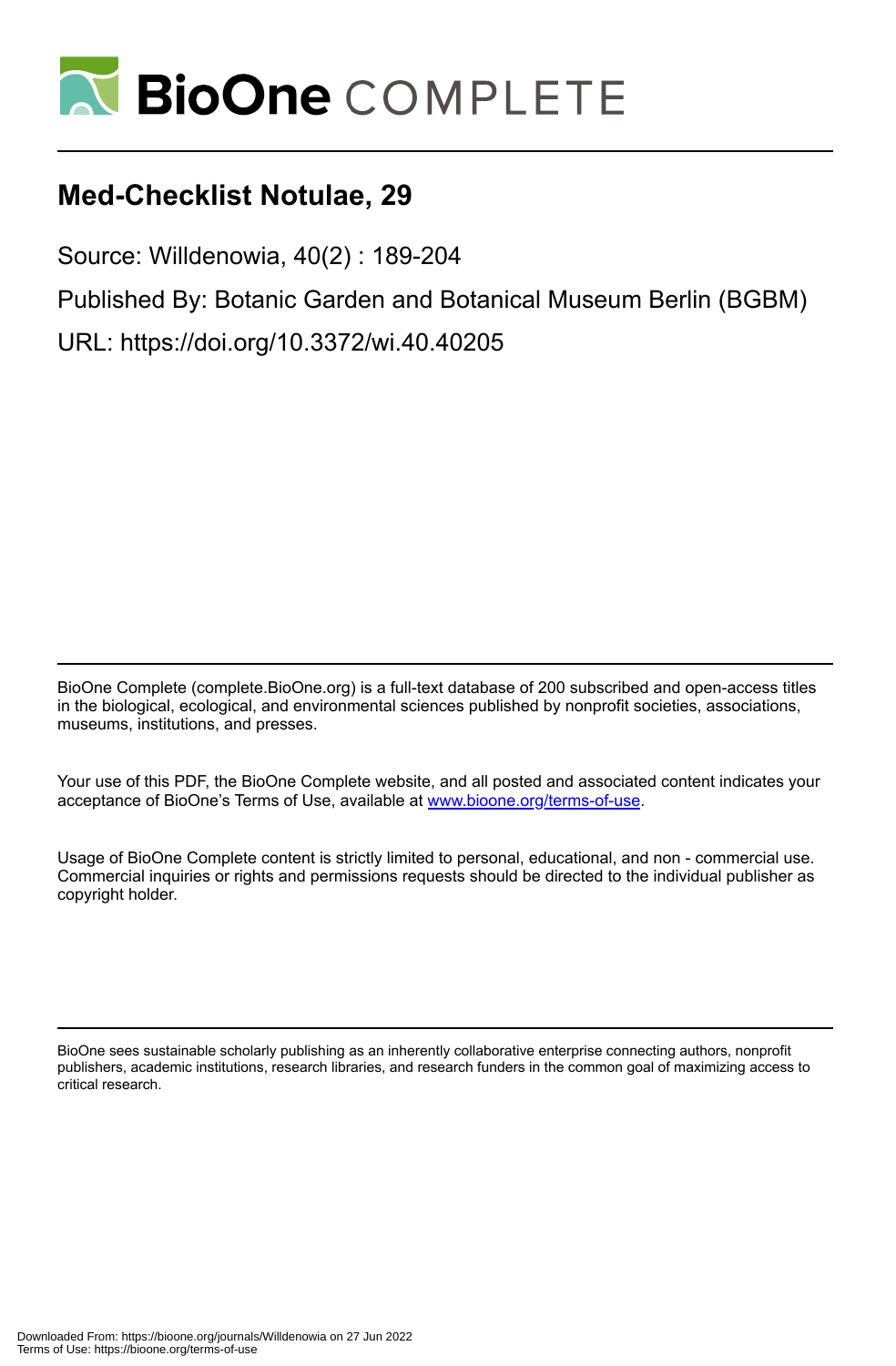# Med-Checklist Notulae, 29

Source: Willdenowia, 40(2) : 189-204

Published By: Botanic Garden and Botanical Museum Berlin (BGBM)

URL: https://doi.org/10.3372/wi.40.40205

BioOne Complete (complete.BioOne.org) is a full-text database of 200 subscribed and open-access titles in the biological, ecological, and environmental sciences published by nonprofit societies, associations, museums, institutions, and presses.

Your use of this PDF, the BioOne Complete website, and all posted and associated content indicates your acceptance of BioOne's Terms of Use, available at www.bioone.org/terms-of-use.

Usage of BioOne Complete content is strictly limited to personal, educational, and non - commercial use. Commercial inquiries or rights and permissions requests should be directed to the individual publisher as copyright holder.

BioOne sees sustainable scholarly publishing as an inherently collaborative enterprise connecting authors, nonprofit publishers, academic institutions, research libraries, and research funders in the common goal of maximizing access to critical research.

Downloaded From: https://bioone.org/journals/Willdenowia on 27 Jun 2022
Terms of Use: https://bioone.org/terms-of-use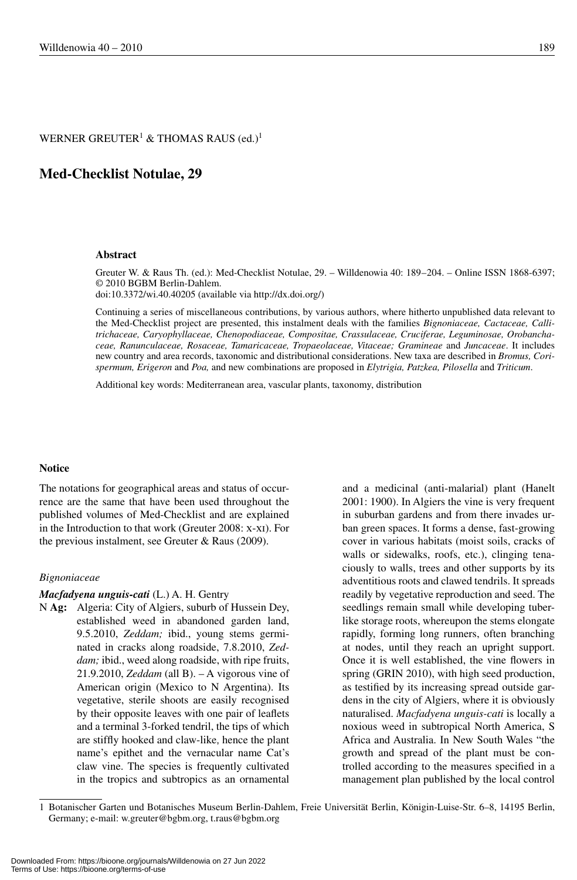WERNER GREUTER[1] & THOMAS RAUS (ed.)[1]

# Med-Checklist Notulae, 29

### Abstract

Greuter W. & Raus Th. (ed.): Med-Checklist Notulae, 29. – Willdenowia 40: 189–204. – Online ISSN 1868-6397; © 2010 BGBM Berlin-Dahlem.
doi:10.3372/wi.40.40205 (available via http://dx.doi.org/)

Continuing a series of miscellaneous contributions, by various authors, where hitherto unpublished data relevant to the Med-Checklist project are presented, this instalment deals with the families *Bignoniaceae, Cactaceae, Callitrichaceae, Caryophyllaceae, Chenopodiaceae, Compositae, Crassulaceae, Cruciferae, Leguminosae, Orobanchaceae, Ranunculaceae, Rosaceae, Tamaricaceae, Tropaeolaceae, Vitaceae; Gramineae* and *Juncaceae*. It includes new country and area records, taxonomic and distributional considerations. New taxa are described in *Bromus, Corispermum, Erigeron* and *Poa,* and new combinations are proposed in *Elytrigia, Patzkea, Pilosella* and *Triticum*.

Additional key words: Mediterranean area, vascular plants, taxonomy, distribution

### Notice

The notations for geographical areas and status of occurrence are the same that have been used throughout the published volumes of Med-Checklist and are explained in the Introduction to that work (Greuter 2008: x-xi). For the previous instalment, see Greuter & Raus (2009).

#### *Bignoniaceae*

***Macfadyena unguis-cati*** (L.) A. H. Gentry

N **Ag:** Algeria: City of Algiers, suburb of Hussein Dey, established weed in abandoned garden land, 9.5.2010, *Zeddam;* ibid., young stems germinated in cracks along roadside, 7.8.2010, *Zeddam;* ibid., weed along roadside, with ripe fruits, 21.9.2010, *Zeddam* (all B). – A vigorous vine of American origin (Mexico to N Argentina). Its vegetative, sterile shoots are easily recognised by their opposite leaves with one pair of leaflets and a terminal 3-forked tendril, the tips of which are stiffly hooked and claw-like, hence the plant name's epithet and the vernacular name Cat's claw vine. The species is frequently cultivated in the tropics and subtropics as an ornamental and a medicinal (anti-malarial) plant (Hanelt 2001: 1900). In Algiers the vine is very frequent in suburban gardens and from there invades urban green spaces. It forms a dense, fast-growing cover in various habitats (moist soils, cracks of walls or sidewalks, roofs, etc.), clinging tenaciously to walls, trees and other supports by its adventitious roots and clawed tendrils. It spreads readily by vegetative reproduction and seed. The seedlings remain small while developing tuber-like storage roots, whereupon the stems elongate rapidly, forming long runners, often branching at nodes, until they reach an upright support. Once it is well established, the vine flowers in spring (GRIN 2010), with high seed production, as testified by its increasing spread outside gardens in the city of Algiers, where it is obviously naturalised. *Macfadyena unguis-cati* is locally a noxious weed in subtropical North America, S Africa and Australia. In New South Wales "the growth and spread of the plant must be controlled according to the measures specified in a management plan published by the local control

---

1 Botanischer Garten und Botanisches Museum Berlin-Dahlem, Freie Universität Berlin, Königin-Luise-Str. 6–8, 14195 Berlin, Germany; e-mail: w.greuter@bgbm.org, t.raus@bgbm.org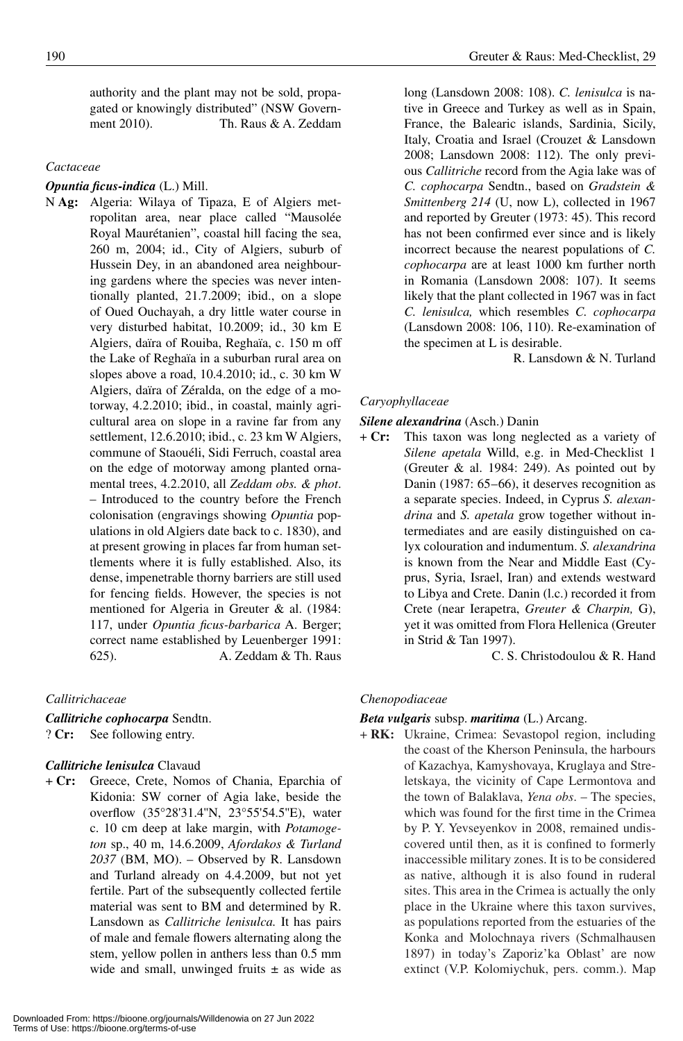authority and the plant may not be sold, propagated or knowingly distributed" (NSW Government 2010). Th. Raus & A. Zeddam

*Cactaceae*

***Opuntia ficus-indica*** (L.) Mill.

N **Ag:** Algeria: Wilaya of Tipaza, E of Algiers metropolitan area, near place called "Mausolée Royal Maurétanien", coastal hill facing the sea, 260 m, 2004; id., City of Algiers, suburb of Hussein Dey, in an abandoned area neighbouring gardens where the species was never intentionally planted, 21.7.2009; ibid., on a slope of Oued Ouchayah, a dry little water course in very disturbed habitat, 10.2009; id., 30 km E Algiers, daïra of Rouiba, Reghaïa, c. 150 m off the Lake of Reghaïa in a suburban rural area on slopes above a road, 10.4.2010; id., c. 30 km W Algiers, daïra of Zéralda, on the edge of a motorway, 4.2.2010; ibid., in coastal, mainly agricultural area on slope in a ravine far from any settlement, 12.6.2010; ibid., c. 23 km W Algiers, commune of Staouéli, Sidi Ferruch, coastal area on the edge of motorway among planted ornamental trees, 4.2.2010, all *Zeddam obs. & phot*. – Introduced to the country before the French colonisation (engravings showing *Opuntia* populations in old Algiers date back to c. 1830), and at present growing in places far from human settlements where it is fully established. Also, its dense, impenetrable thorny barriers are still used for fencing fields. However, the species is not mentioned for Algeria in Greuter & al. (1984: 117, under *Opuntia ficus-barbarica* A. Berger; correct name established by Leuenberger 1991: 625). A. Zeddam & Th. Raus

*Callitrichaceae*

***Callitriche cophocarpa*** Sendtn.

? **Cr:** See following entry.

***Callitriche lenisulca*** Clavaud

+ **Cr:** Greece, Crete, Nomos of Chania, Eparchia of Kidonia: SW corner of Agia lake, beside the overflow (35°28'31.4"N, 23°55'54.5"E), water c. 10 cm deep at lake margin, with *Potamogeton* sp., 40 m, 14.6.2009, *Afordakos & Turland 2037* (BM, MO). – Observed by R. Lansdown and Turland already on 4.4.2009, but not yet fertile. Part of the subsequently collected fertile material was sent to BM and determined by R. Lansdown as *Callitriche lenisulca.* It has pairs of male and female flowers alternating along the stem, yellow pollen in anthers less than 0.5 mm wide and small, unwinged fruits ± as wide as long (Lansdown 2008: 108). *C. lenisulca* is native in Greece and Turkey as well as in Spain, France, the Balearic islands, Sardinia, Sicily, Italy, Croatia and Israel (Crouzet & Lansdown 2008; Lansdown 2008: 112). The only previous *Callitriche* record from the Agia lake was of *C. cophocarpa* Sendtn., based on *Gradstein & Smittenberg 214* (U, now L), collected in 1967 and reported by Greuter (1973: 45). This record has not been confirmed ever since and is likely incorrect because the nearest populations of *C. cophocarpa* are at least 1000 km further north in Romania (Lansdown 2008: 107). It seems likely that the plant collected in 1967 was in fact *C. lenisulca,* which resembles *C. cophocarpa* (Lansdown 2008: 106, 110). Re-examination of the specimen at L is desirable. R. Lansdown & N. Turland

*Caryophyllaceae*

***Silene alexandrina*** (Asch.) Danin

+ **Cr:** This taxon was long neglected as a variety of *Silene apetala* Willd., e.g. in Med-Checklist 1 (Greuter & al. 1984: 249). As pointed out by Danin (1987: 65–66), it deserves recognition as a separate species. Indeed, in Cyprus *S. alexandrina* and *S. apetala* grow together without intermediates and are easily distinguished on calyx colouration and indumentum. *S. alexandrina* is known from the Near and Middle East (Cyprus, Syria, Israel, Iran) and extends westward to Libya and Crete. Danin (l.c.) recorded it from Crete (near Ierapetra, *Greuter & Charpin,* G), yet it was omitted from Flora Hellenica (Greuter in Strid & Tan 1997). C. S. Christodoulou & R. Hand

*Chenopodiaceae*

***Beta vulgaris*** subsp. ***maritima*** (L.) Arcang.

+ **RK:** Ukraine, Crimea: Sevastopol region, including the coast of the Kherson Peninsula, the harbours of Kazachya, Kamyshovaya, Kruglaya and Streletskaya, the vicinity of Cape Lermontova and the town of Balaklava, *Yena obs*. – The species, which was found for the first time in the Crimea by P. Y. Yevseyenkov in 2008, remained undiscovered until then, as it is confined to formerly inaccessible military zones. It is to be considered as native, although it is also found in ruderal sites. This area in the Crimea is actually the only place in the Ukraine where this taxon survives, as populations reported from the estuaries of the Konka and Molochnaya rivers (Schmalhausen 1897) in today's Zaporiz'ka Oblast' are now extinct (V.P. Kolomiychuk, pers. comm.). Map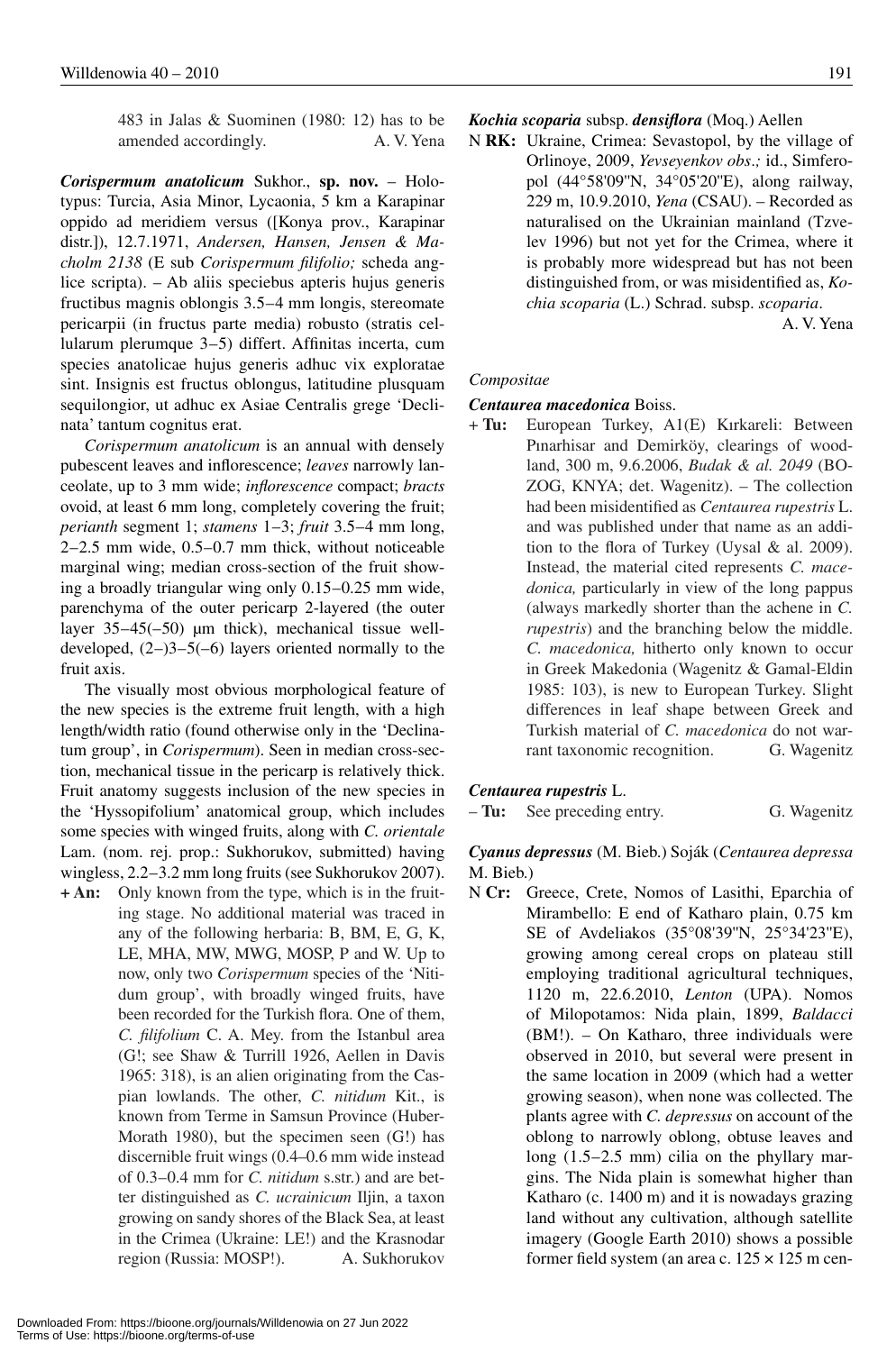483 in Jalas & Suominen (1980: 12) has to be amended accordingly. A. V. Yena

***Corispermum anatolicum*** Sukhor., **sp. nov.** – Holotypus: Turcia, Asia Minor, Lycaonia, 5 km a Karapinar oppido ad meridiem versus ([Konya prov., Karapinar distr.]), 12.7.1971, *Andersen, Hansen, Jensen & Macholm 2138* (E sub *Corispermum filifolio;* scheda anglice scripta). – Ab aliis speciebus apteris hujus generis fructibus magnis oblongis 3.5–4 mm longis, stereomate pericarpii (in fructus parte media) robusto (stratis cellularum plerumque 3–5) differt. Affinitas incerta, cum species anatolicae hujus generis adhuc vix exploratae sint. Insignis est fructus oblongus, latitudine plusquam sequilongior, ut adhuc ex Asiae Centralis grege 'Declinata' tantum cognitus erat.

*Corispermum anatolicum* is an annual with densely pubescent leaves and inflorescence; *leaves* narrowly lanceolate, up to 3 mm wide; *inflorescence* compact; *bracts* ovoid, at least 6 mm long, completely covering the fruit; *perianth* segment 1; *stamens* 1–3; *fruit* 3.5–4 mm long, 2–2.5 mm wide, 0.5–0.7 mm thick, without noticeable marginal wing; median cross-section of the fruit showing a broadly triangular wing only 0.15–0.25 mm wide, parenchyma of the outer pericarp 2-layered (the outer layer 35–45(–50) μm thick), mechanical tissue well-developed, (2–)3–5(–6) layers oriented normally to the fruit axis.

The visually most obvious morphological feature of the new species is the extreme fruit length, with a high length/width ratio (found otherwise only in the 'Declinatum group', in *Corispermum*). Seen in median cross-section, mechanical tissue in the pericarp is relatively thick. Fruit anatomy suggests inclusion of the new species in the 'Hyssopifolium' anatomical group, which includes some species with winged fruits, along with *C. orientale* Lam. (nom. rej. prop.: Sukhorukov, submitted) having wingless, 2.2–3.2 mm long fruits (see Sukhorukov 2007).

**+ An:** Only known from the type, which is in the fruiting stage. No additional material was traced in any of the following herbaria: B, BM, E, G, K, LE, MHA, MW, MWG, MOSP, P and W. Up to now, only two *Corispermum* species of the 'Nitidum group', with broadly winged fruits, have been recorded for the Turkish flora. One of them, *C. filifolium* C. A. Mey. from the Istanbul area (G!; see Shaw & Turrill 1926, Aellen in Davis 1965: 318), is an alien originating from the Caspian lowlands. The other, *C. nitidum* Kit., is known from Terme in Samsun Province (Huber-Morath 1980), but the specimen seen (G!) has discernible fruit wings (0.4–0.6 mm wide instead of 0.3–0.4 mm for *C. nitidum* s.str.) and are better distinguished as *C. ucrainicum* Iljin, a taxon growing on sandy shores of the Black Sea, at least in the Crimea (Ukraine: LE!) and the Krasnodar region (Russia: MOSP!). A. Sukhorukov

***Kochia scoparia*** subsp. ***densiflora*** (Moq.) Aellen

N **RK:** Ukraine, Crimea: Sevastopol, by the village of Orlinoye, 2009, *Yevseyenkov obs.;* id., Simferopol (44°58'09"N, 34°05'20"E), along railway, 229 m, 10.9.2010, *Yena* (CSAU). – Recorded as naturalised on the Ukrainian mainland (Tzvelev 1996) but not yet for the Crimea, where it is probably more widespread but has not been distinguished from, or was misidentified as, *Kochia scoparia* (L.) Schrad. subsp. *scoparia*. A. V. Yena

*Compositae*

***Centaurea macedonica*** Boiss.

**+ Tu:** European Turkey, A1(E) Kırkareli: Between Pınarhisar and Demirköy, clearings of woodland, 300 m, 9.6.2006, *Budak & al. 2049* (BOZOG, KNYA; det. Wagenitz). – The collection had been misidentified as *Centaurea rupestris* L. and was published under that name as an addition to the flora of Turkey (Uysal & al. 2009). Instead, the material cited represents *C. macedonica,* particularly in view of the long pappus (always markedly shorter than the achene in *C. rupestris*) and the branching below the middle. *C. macedonica,* hitherto only known to occur in Greek Makedonia (Wagenitz & Gamal-Eldin 1985: 103), is new to European Turkey. Slight differences in leaf shape between Greek and Turkish material of *C. macedonica* do not warrant taxonomic recognition. G. Wagenitz

***Centaurea rupestris*** L.

**– Tu:** See preceding entry. G. Wagenitz

***Cyanus depressus*** (M. Bieb.) Soják (*Centaurea depressa* M. Bieb.)

N **Cr:** Greece, Crete, Nomos of Lasithi, Eparchia of Mirambello: E end of Katharo plain, 0.75 km SE of Avdeliakos (35°08'39"N, 25°34'23"E), growing among cereal crops on plateau still employing traditional agricultural techniques, 1120 m, 22.6.2010, *Lenton* (UPA). Nomos of Milopotamos: Nida plain, 1899, *Baldacci* (BM!). – On Katharo, three individuals were observed in 2010, but several were present in the same location in 2009 (which had a wetter growing season), when none was collected. The plants agree with *C. depressus* on account of the oblong to narrowly oblong, obtuse leaves and long (1.5–2.5 mm) cilia on the phyllary margins. The Nida plain is somewhat higher than Katharo (c. 1400 m) and it is nowadays grazing land without any cultivation, although satellite imagery (Google Earth 2010) shows a possible former field system (an area c. 125 × 125 m cen-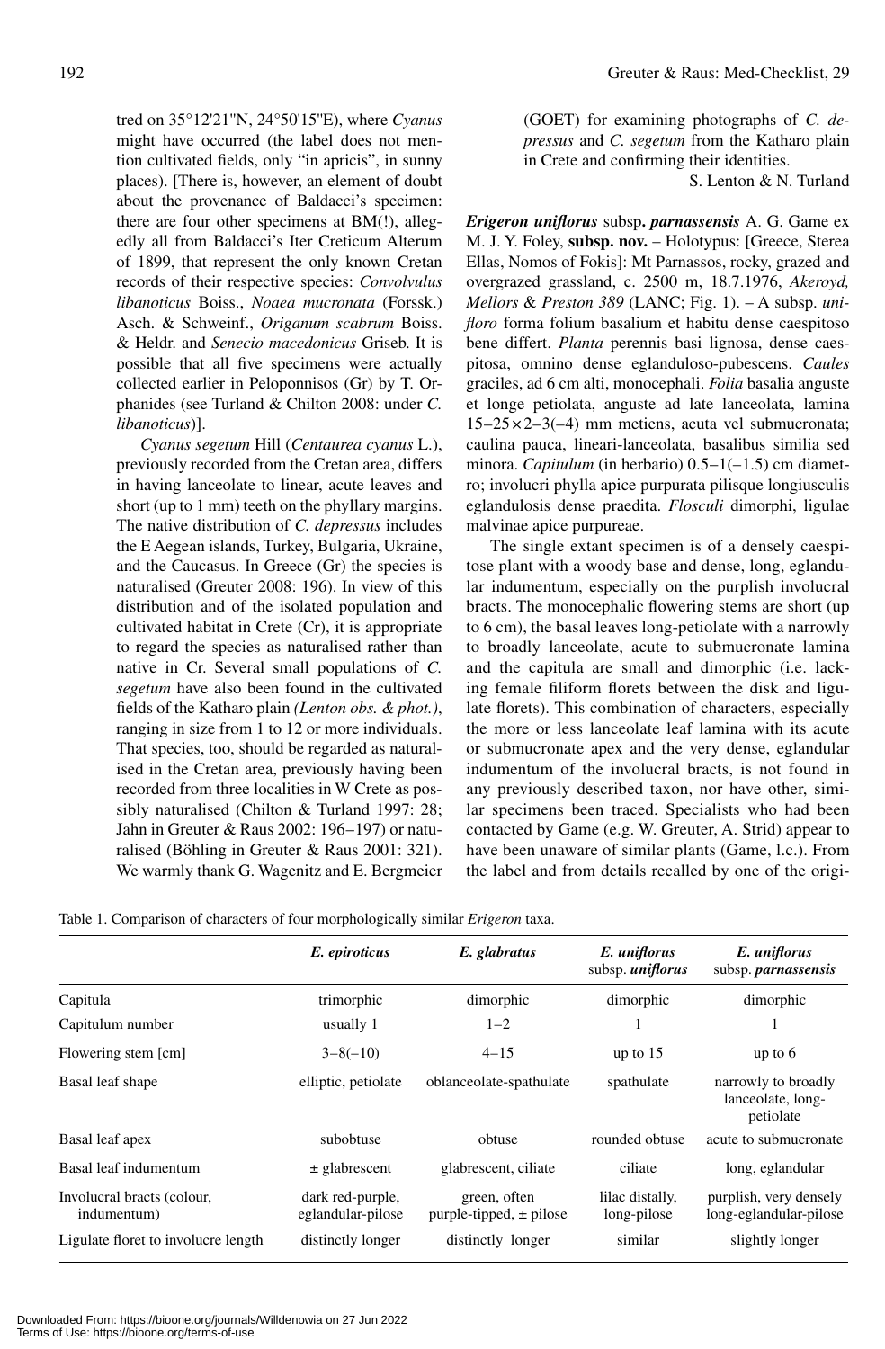tred on 35°12'21"N, 24°50'15"E), where *Cyanus* might have occurred (the label does not mention cultivated fields, only "in apricis", in sunny places). [There is, however, an element of doubt about the provenance of Baldacci's specimen: there are four other specimens at BM(!), allegedly all from Baldacci's Iter Creticum Alterum of 1899, that represent the only known Cretan records of their respective species: *Convolvulus libanoticus* Boiss., *Noaea mucronata* (Forssk.) Asch. & Schweinf., *Origanum scabrum* Boiss. & Heldr. and *Senecio macedonicus* Griseb. It is possible that all five specimens were actually collected earlier in Peloponnisos (Gr) by T. Orphanides (see Turland & Chilton 2008: under *C. libanoticus*)].

*Cyanus segetum* Hill (*Centaurea cyanus* L.), previously recorded from the Cretan area, differs in having lanceolate to linear, acute leaves and short (up to 1 mm) teeth on the phyllary margins. The native distribution of *C. depressus* includes the E Aegean islands, Turkey, Bulgaria, Ukraine, and the Caucasus. In Greece (Gr) the species is naturalised (Greuter 2008: 196). In view of this distribution and of the isolated population and cultivated habitat in Crete (Cr), it is appropriate to regard the species as naturalised rather than native in Cr. Several small populations of *C. segetum* have also been found in the cultivated fields of the Katharo plain *(Lenton obs. & phot.)*, ranging in size from 1 to 12 or more individuals. That species, too, should be regarded as naturalised in the Cretan area, previously having been recorded from three localities in W Crete as possibly naturalised (Chilton & Turland 1997: 28; Jahn in Greuter & Raus 2002: 196–197) or naturalised (Böhling in Greuter & Raus 2001: 321). We warmly thank G. Wagenitz and E. Bergmeier (GOET) for examining photographs of *C. depressus* and *C. segetum* from the Katharo plain in Crete and confirming their identities.

S. Lenton & N. Turland

***Erigeron uniflorus*** **subsp. *parnassensis*** A. G. Game ex M. J. Y. Foley, **subsp. nov.** – Holotypus: [Greece, Sterea Ellas, Nomos of Fokis]: Mt Parnassos, rocky, grazed and overgrazed grassland, c. 2500 m, 18.7.1976, *Akeroyd, Mellors* & *Preston 389* (LANC; Fig. 1). – A subsp. *unifloro* forma folium basalium et habitu dense caespitoso bene differt. *Planta* perennis basi lignosa, dense caespitosa, omnino dense eglanduloso-pubescens. *Caules* graciles, ad 6 cm alti, monocephali. *Folia* basalia anguste et longe petiolata, anguste ad late lanceolata, lamina 15–25 × 2–3(–4) mm metiens, acuta vel submucronata; caulina pauca, lineari-lanceolata, basalibus similia sed minora. *Capitulum* (in herbario) 0.5–1(–1.5) cm diametro; involucri phylla apice purpurata pilisque longiusculis eglandulosis dense praedita. *Flosculi* dimorphi, ligulae malvinae apice purpureae.

The single extant specimen is of a densely caespitose plant with a woody base and dense, long, eglandular indumentum, especially on the purplish involucral bracts. The monocephalic flowering stems are short (up to 6 cm), the basal leaves long-petiolate with a narrowly to broadly lanceolate, acute to submucronate lamina and the capitula are small and dimorphic (i.e. lacking female filiform florets between the disk and ligulate florets). This combination of characters, especially the more or less lanceolate leaf lamina with its acute or submucronate apex and the very dense, eglandular indumentum of the involucral bracts, is not found in any previously described taxon, nor have other, similar specimens been traced. Specialists who had been contacted by Game (e.g. W. Greuter, A. Strid) appear to have been unaware of similar plants (Game, l.c.). From the label and from details recalled by one of the origi-

Table 1. Comparison of characters of four morphologically similar *Erigeron* taxa.

| | ***E. epiroticus*** | ***E. glabratus*** | ***E. uniflorus*** subsp. ***uniflorus*** | ***E. uniflorus*** subsp. ***parnassensis*** |
|---|---|---|---|---|
| Capitula | trimorphic | dimorphic | dimorphic | dimorphic |
| Capitulum number | usually 1 | 1–2 | 1 | 1 |
| Flowering stem [cm] | 3–8(–10) | 4–15 | up to 15 | up to 6 |
| Basal leaf shape | elliptic, petiolate | oblanceolate-spathulate | spathulate | narrowly to broadly lanceolate, long-petiolate |
| Basal leaf apex | subobtuse | obtuse | rounded obtuse | acute to submucronate |
| Basal leaf indumentum | ± glabrescent | glabrescent, ciliate | ciliate | long, eglandular |
| Involucral bracts (colour, indumentum) | dark red-purple, eglandular-pilose | green, often purple-tipped, ± pilose | lilac distally, long-pilose | purplish, very densely long-eglandular-pilose |
| Ligulate floret to involucre length | distinctly longer | distinctly longer | similar | slightly longer |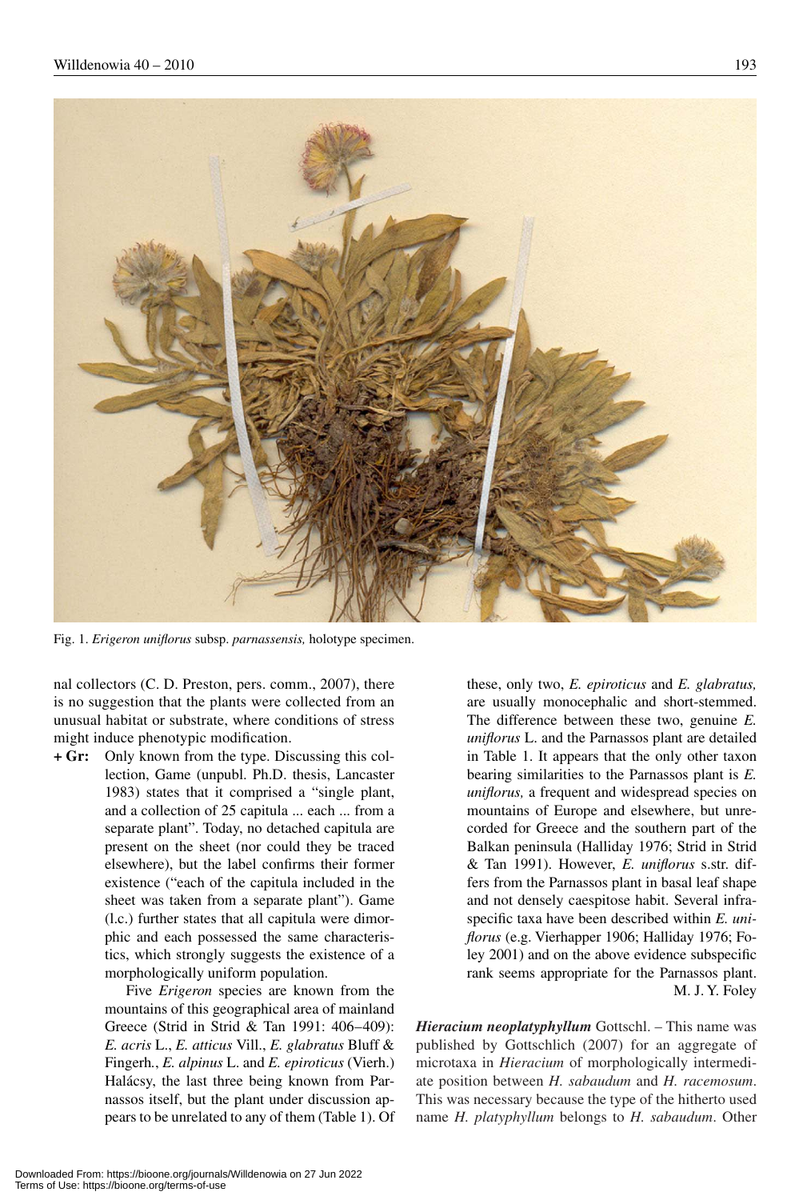Fig. 1. *Erigeron uniflorus* subsp. *parnassensis,* holotype specimen.

nal collectors (C. D. Preston, pers. comm., 2007), there is no suggestion that the plants were collected from an unusual habitat or substrate, where conditions of stress might induce phenotypic modification.

**+ Gr:** Only known from the type. Discussing this collection, Game (unpubl. Ph.D. thesis, Lancaster 1983) states that it comprised a "single plant, and a collection of 25 capitula ... each ... from a separate plant". Today, no detached capitula are present on the sheet (nor could they be traced elsewhere), but the label confirms their former existence ("each of the capitula included in the sheet was taken from a separate plant"). Game (l.c.) further states that all capitula were dimorphic and each possessed the same characteristics, which strongly suggests the existence of a morphologically uniform population.

Five *Erigeron* species are known from the mountains of this geographical area of mainland Greece (Strid in Strid & Tan 1991: 406–409): *E. acris* L., *E. atticus* Vill., *E. glabratus* Bluff & Fingerh., *E. alpinus* L. and *E. epiroticus* (Vierh.) Halácsy, the last three being known from Parnassos itself, but the plant under discussion appears to be unrelated to any of them (Table 1). Of these, only two, *E. epiroticus* and *E. glabratus,* are usually monocephalic and short-stemmed. The difference between these two, genuine *E. uniflorus* L. and the Parnassos plant are detailed in Table 1. It appears that the only other taxon bearing similarities to the Parnassos plant is *E. uniflorus,* a frequent and widespread species on mountains of Europe and elsewhere, but unrecorded for Greece and the southern part of the Balkan peninsula (Halliday 1976; Strid in Strid & Tan 1991). However, *E. uniflorus* s.str. differs from the Parnassos plant in basal leaf shape and not densely caespitose habit. Several infraspecific taxa have been described within *E. uniflorus* (e.g. Vierhapper 1906; Halliday 1976; Foley 2001) and on the above evidence subspecific rank seems appropriate for the Parnassos plant.

M. J. Y. Foley

***Hieracium neoplatyphyllum*** Gottschl. – This name was published by Gottschlich (2007) for an aggregate of microtaxa in *Hieracium* of morphologically intermediate position between *H. sabaudum* and *H. racemosum*. This was necessary because the type of the hitherto used name *H. platyphyllum* belongs to *H. sabaudum*. Other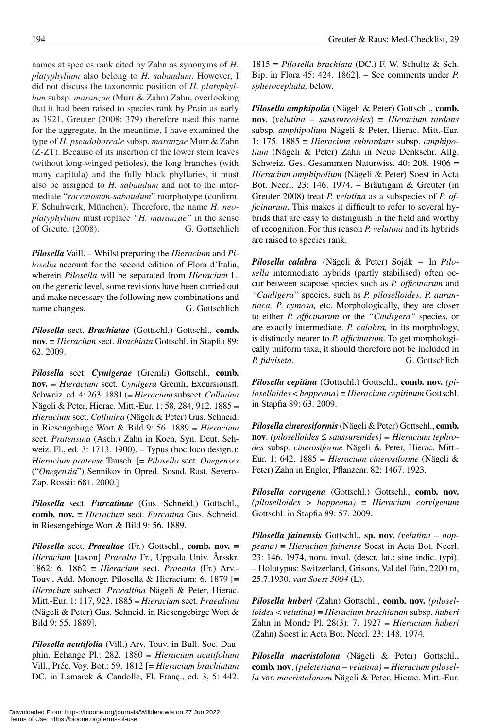names at species rank cited by Zahn as synonyms of *H. platyphyllum* also belong to *H. sabaudum*. However, I did not discuss the taxonomic position of *H. platyphyllum* subsp. *maranzae* (Murr & Zahn) Zahn, overlooking that it had been raised to species rank by Prain as early as 1921. Greuter (2008: 379) therefore used this name for the aggregate. In the meantime, I have examined the type of *H. pseudoboreale* subsp. *maranzae* Murr & Zahn (Z-ZT). Because of its insertion of the lower stem leaves (without long-winged petioles), the long branches (with many capitula) and the fully black phyllaries, it must also be assigned to *H. sabaudum* and not to the intermediate "*racemosum-sabaudum*" morphotype (confirm. F. Schuhwerk, München). Therefore, the name *H. neoplatyphyllum* must replace *"H. maranzae"* in the sense of Greuter (2008). G. Gottschlich

***Pilosella*** Vaill. – Whilst preparing the *Hieracium* and *Pilosella* account for the second edition of Flora d'Italia, wherein *Pilosella* will be separated from *Hieracium* L. on the generic level, some revisions have been carried out and make necessary the following new combinations and name changes. G. Gottschlich

***Pilosella*** sect. ***Brachiatae*** (Gottschl.) Gottschl., **comb. nov.** ≡ *Hieracium* sect. *Brachiata* Gottschl. in Stapfia 89: 62. 2009.

***Pilosella*** sect. ***Cymigerae*** (Gremli) Gottschl., **comb. nov.** ≡ *Hieracium* sect. *Cymigera* Gremli, Excursionsfl. Schweiz, ed. 4: 263. 1881 (≡ *Hieracium* subsect. *Collinina* Nägeli & Peter, Hierac. Mitt.-Eur. 1: 58, 284, 912. 1885 ≡ *Hieracium* sect. *Collinina* (Nägeli & Peter) Gus. Schneid. in Riesengebirge Wort & Bild 9: 56. 1889 ≡ *Hieracium* sect. *Pratensina* (Asch.) Zahn in Koch, Syn. Deut. Schweiz. Fl., ed. 3: 1713. 1900). – Typus (hoc loco design.): *Hieracium pratense* Tausch. [= *Pilosella* sect. *Onegenses* ("*Onegensia*") Sennikov in Opred. Sosud. Rast. Severo-Zap. Rossii: 681. 2000.]

***Pilosella*** sect. ***Furcatinae*** (Gus. Schneid.) Gottschl., **comb. nov.** ≡ *Hieracium* sect. *Furcatina* Gus. Schneid. in Riesengebirge Wort & Bild 9: 56. 1889.

***Pilosella*** sect. ***Praealtae*** (Fr.) Gottschl., **comb. nov.** ≡ *Hieracium* [taxon] *Praealta* Fr., Uppsala Univ. Årsskr. 1862: 6. 1862 ≡ *Hieracium* sect. *Praealta* (Fr.) Arv.-Touv., Add. Monogr. Pilosella & Hieracium: 6. 1879 [≡ *Hieracium* subsect. *Praealtina* Nägeli & Peter, Hierac. Mitt.-Eur. 1: 117, 923. 1885 ≡ *Hieracium* sect. *Praealtina* (Nägeli & Peter) Gus. Schneid. in Riesengebirge Wort & Bild 9: 55. 1889].

***Pilosella acutifolia*** (Vill.) Arv.-Touv. in Bull. Soc. Dauphin. Echange Pl.: 282. 1880 ≡ *Hieracium acutifolium* Vill., Préc. Voy. Bot.: 59. 1812 [= *Hieracium brachiatum* DC. in Lamarck & Candolle, Fl. Franç., ed. 3, 5: 442. 1815 ≡ *Pilosella brachiata* (DC.) F. W. Schultz & Sch. Bip. in Flora 45: 424. 1862]. – See comments under *P. spherocephala,* below.

***Pilosella amphipolia*** (Nägeli & Peter) Gottschl., **comb. nov.** (*velutina – saussureoides*) ≡ *Hieracium tardans* subsp. *amphipolium* Nägeli & Peter, Hierac. Mitt.-Eur. 1: 175. 1885 ≡ *Hieracium subtardans* subsp. *amphipolium* (Nägeli & Peter) Zahn in Neue Denkschr. Allg. Schweiz. Ges. Gesammten Naturwiss. 40: 208. 1906 ≡ *Hieracium amphipolium* (Nägeli & Peter) Soest in Acta Bot. Neerl. 23: 146. 1974. – Bräutigam & Greuter (in Greuter 2008) treat *P. velutina* as a subspecies of *P. officinarum*. This makes it difficult to refer to several hybrids that are easy to distinguish in the field and worthy of recognition. For this reason *P. velutina* and its hybrids are raised to species rank.

***Pilosella calabra*** (Nägeli & Peter) Soják – In *Pilosella* intermediate hybrids (partly stabilised) often occur between scapose species such as *P. officinarum* and *"Cauligera"* species, such as *P. piloselloides, P. aurantiaca, P. cymosa,* etc. Morphologically, they are closer to either *P. officinarum* or the *"Cauligera"* species, or are exactly intermediate. *P. calabra,* in its morphology, is distinctly nearer to *P. officinarum*. To get morphologically uniform taxa, it should therefore not be included in *P. fulviseta*. G. Gottschlich

***Pilosella cepitina*** (Gottschl.) Gottschl., **comb. nov.** *(piloselloides < hoppeana)* ≡ *Hieracium cepitinum* Gottschl. in Stapfia 89: 63. 2009.

***Pilosella cinerosiformis*** (Nägeli & Peter) Gottschl., **comb. nov**. *(piloselloides ≤ saussureoides)* ≡ *Hieracium tephrodes* subsp. *cinerosiforme* Nägeli & Peter, Hierac. Mitt.-Eur. 1: 642. 1885 ≡ *Hieracium cinerosiforme* (Nägeli & Peter) Zahn in Engler, Pflanzenr. 82: 1467. 1923.

***Pilosella corvigena*** (Gottschl.) Gottschl., **comb. nov.** *(piloselloides > hoppeana)* ≡ *Hieracium corvigenum* Gottschl. in Stapfia 89: 57. 2009.

***Pilosella fainensis*** Gottschl., **sp. nov.** *(velutina – hoppeana)* ≡ *Hieracium fainense* Soest in Acta Bot. Neerl. 23: 146. 1974, nom. inval. (descr. lat.; sine indic. typi). – Holotypus: Switzerland, Grisons, Val del Fain, 2200 m, 25.7.1930, *van Soest 3004* (L).

***Pilosella huberi*** (Zahn) Gottschl., **comb. nov.** *(piloselloides < velutina)* ≡ *Hieracium brachiatum* subsp. *huberi* Zahn in Monde Pl. 28(3): 7. 1927 ≡ *Hieracium huberi* (Zahn) Soest in Acta Bot. Neerl. 23: 148. 1974.

***Pilosella macristolona*** (Nägeli & Peter) Gottschl., **comb. nov**. *(peleteriana – velutina)* ≡ *Hieracium pilosella* var. *macristolonum* Nägeli & Peter, Hierac. Mitt.-Eur.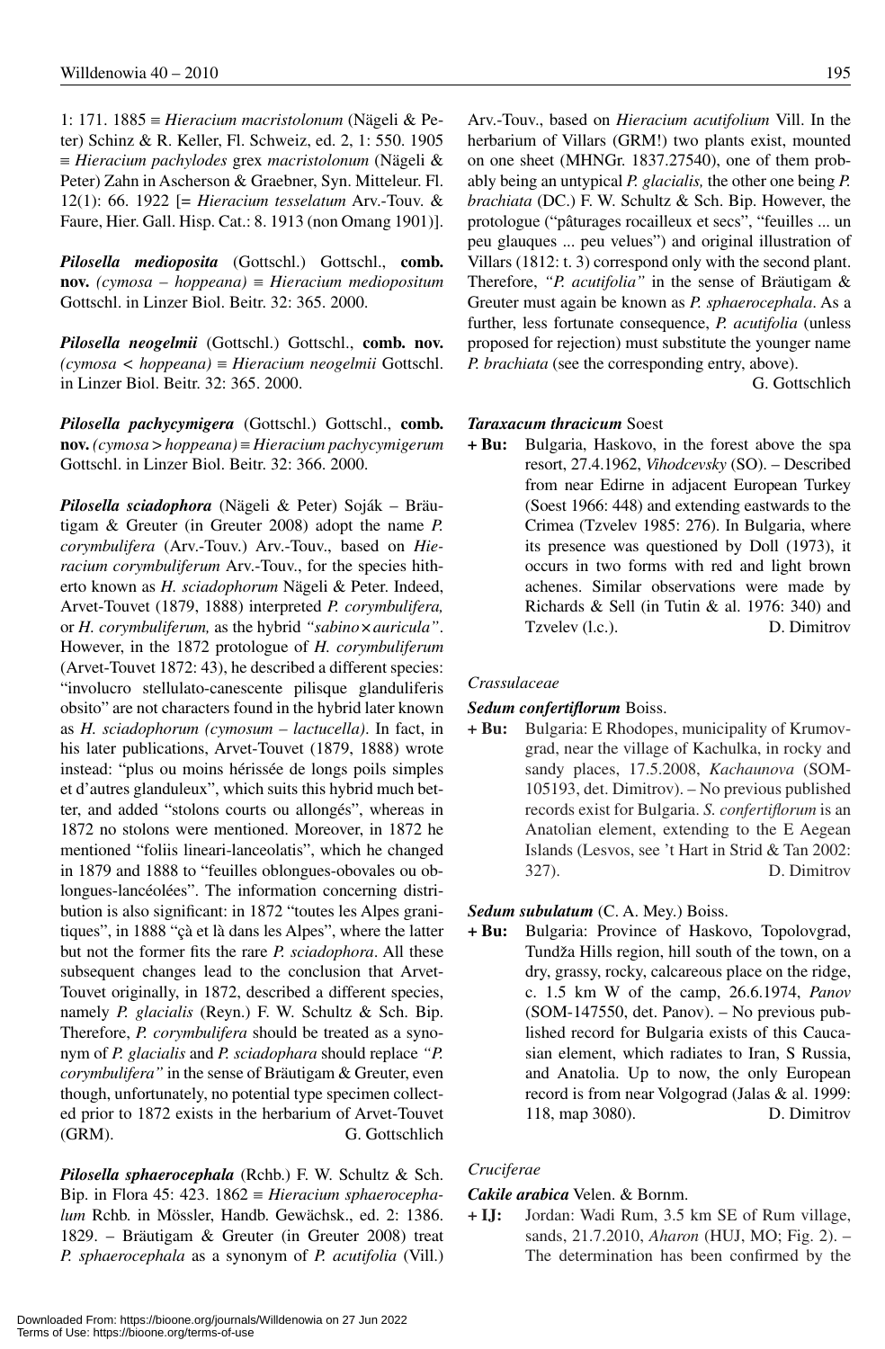1: 171. 1885 ≡ *Hieracium macristolonum* (Nägeli & Peter) Schinz & R. Keller, Fl. Schweiz, ed. 2, 1: 550. 1905 ≡ *Hieracium pachylodes* grex *macristolonum* (Nägeli & Peter) Zahn in Ascherson & Graebner, Syn. Mitteleur. Fl. 12(1): 66. 1922 [= *Hieracium tesselatum* Arv.-Touv. & Faure, Hier. Gall. Hisp. Cat.: 8. 1913 (non Omang 1901)].

***Pilosella medioposita*** (Gottschl.) Gottschl., **comb. nov.** *(cymosa – hoppeana)* ≡ *Hieracium mediopositum* Gottschl. in Linzer Biol. Beitr. 32: 365. 2000.

***Pilosella neogelmii*** (Gottschl.) Gottschl., **comb. nov.** *(cymosa < hoppeana)* ≡ *Hieracium neogelmii* Gottschl. in Linzer Biol. Beitr. 32: 365. 2000.

***Pilosella pachycymigera*** (Gottschl.) Gottschl., **comb. nov.** *(cymosa > hoppeana)* ≡ *Hieracium pachycymigerum* Gottschl. in Linzer Biol. Beitr. 32: 366. 2000.

***Pilosella sciadophora*** (Nägeli & Peter) Soják – Bräutigam & Greuter (in Greuter 2008) adopt the name *P. corymbulifera* (Arv.-Touv.) Arv.-Touv., based on *Hieracium corymbuliferum* Arv.-Touv., for the species hitherto known as *H. sciadophorum* Nägeli & Peter. Indeed, Arvet-Touvet (1879, 1888) interpreted *P. corymbulifera,* or *H. corymbuliferum,* as the hybrid *"sabino×auricula"*. However, in the 1872 protologue of *H. corymbuliferum* (Arvet-Touvet 1872: 43), he described a different species: "involucro stellulato-canescente pilisque glanduliferis obsito" are not characters found in the hybrid later known as *H. sciadophorum (cymosum – lactucella)*. In fact, in his later publications, Arvet-Touvet (1879, 1888) wrote instead: "plus ou moins hérissée de longs poils simples et d'autres glanduleux", which suits this hybrid much better, and added "stolons courts ou allongés", whereas in 1872 no stolons were mentioned. Moreover, in 1872 he mentioned "foliis lineari-lanceolatis", which he changed in 1879 and 1888 to "feuilles oblongues-obovales ou oblongues-lancéolées". The information concerning distribution is also significant: in 1872 "toutes les Alpes granitiques", in 1888 "çà et là dans les Alpes", where the latter but not the former fits the rare *P. sciadophora*. All these subsequent changes lead to the conclusion that Arvet-Touvet originally, in 1872, described a different species, namely *P. glacialis* (Reyn.) F. W. Schultz & Sch. Bip. Therefore, *P. corymbulifera* should be treated as a synonym of *P. glacialis* and *P. sciadophara* should replace *"P. corymbulifera"* in the sense of Bräutigam & Greuter, even though, unfortunately, no potential type specimen collected prior to 1872 exists in the herbarium of Arvet-Touvet (GRM). G. Gottschlich

***Pilosella sphaerocephala*** (Rchb.) F. W. Schultz & Sch. Bip. in Flora 45: 423. 1862 ≡ *Hieracium sphaerocephalum* Rchb. in Mössler, Handb. Gewächsk., ed. 2: 1386. 1829. – Bräutigam & Greuter (in Greuter 2008) treat *P. sphaerocephala* as a synonym of *P. acutifolia* (Vill.) Arv.-Touv., based on *Hieracium acutifolium* Vill. In the herbarium of Villars (GRM!) two plants exist, mounted on one sheet (MHNGr. 1837.27540), one of them probably being an untypical *P. glacialis,* the other one being *P. brachiata* (DC.) F. W. Schultz & Sch. Bip. However, the protologue ("pâturages rocailleux et secs", "feuilles ... un peu glauques ... peu velues") and original illustration of Villars (1812: t. 3) correspond only with the second plant. Therefore, *"P. acutifolia"* in the sense of Bräutigam & Greuter must again be known as *P. sphaerocephala*. As a further, less fortunate consequence, *P. acutifolia* (unless proposed for rejection) must substitute the younger name *P. brachiata* (see the corresponding entry, above). G. Gottschlich

***Taraxacum thracicum*** Soest

**+ Bu:** Bulgaria, Haskovo, in the forest above the spa resort, 27.4.1962, *Vihodcevsky* (SO). – Described from near Edirne in adjacent European Turkey (Soest 1966: 448) and extending eastwards to the Crimea (Tzvelev 1985: 276). In Bulgaria, where its presence was questioned by Doll (1973), it occurs in two forms with red and light brown achenes. Similar observations were made by Richards & Sell (in Tutin & al. 1976: 340) and Tzvelev (l.c.). D. Dimitrov

*Crassulaceae*

***Sedum confertiflorum*** Boiss.

**+ Bu:** Bulgaria: E Rhodopes, municipality of Krumovgrad, near the village of Kachulka, in rocky and sandy places, 17.5.2008, *Kachaunova* (SOM-105193, det. Dimitrov). – No previous published records exist for Bulgaria. *S. confertiflorum* is an Anatolian element, extending to the E Aegean Islands (Lesvos, see 't Hart in Strid & Tan 2002: 327). D. Dimitrov

***Sedum subulatum*** (C. A. Mey.) Boiss.

**+ Bu:** Bulgaria: Province of Haskovo, Topolovgrad, Tundža Hills region, hill south of the town, on a dry, grassy, rocky, calcareous place on the ridge, c. 1.5 km W of the camp, 26.6.1974, *Panov* (SOM-147550, det. Panov). – No previous published record for Bulgaria exists of this Caucasian element, which radiates to Iran, S Russia, and Anatolia. Up to now, the only European record is from near Volgograd (Jalas & al. 1999: 118, map 3080). D. Dimitrov

*Cruciferae*

***Cakile arabica*** Velen. & Bornm.

**+ IJ:** Jordan: Wadi Rum, 3.5 km SE of Rum village, sands, 21.7.2010, *Aharon* (HUJ, MO; Fig. 2). – The determination has been confirmed by the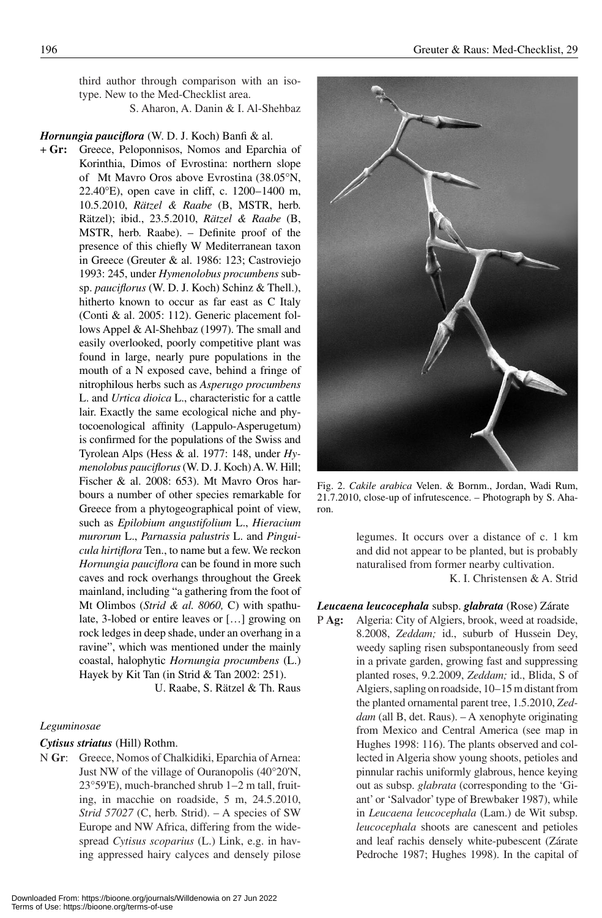third author through comparison with an isotype. New to the Med-Checklist area.

S. Aharon, A. Danin & I. Al-Shehbaz

***Hornungia pauciflora*** (W. D. J. Koch) Banfi & al.

**+ Gr:** Greece, Peloponnisos, Nomos and Eparchia of Korinthia, Dimos of Evrostina: northern slope of Mt Mavro Oros above Evrostina (38.05°N, 22.40°E), open cave in cliff, c. 1200–1400 m, 10.5.2010, *Rätzel & Raabe* (B, MSTR, herb. Rätzel); ibid., 23.5.2010, *Rätzel & Raabe* (B, MSTR, herb. Raabe). – Definite proof of the presence of this chiefly W Mediterranean taxon in Greece (Greuter & al. 1986: 123; Castroviejo 1993: 245, under *Hymenolobus procumbens* subsp. *pauciflorus* (W. D. J. Koch) Schinz & Thell.), hitherto known to occur as far east as C Italy (Conti & al. 2005: 112). Generic placement follows Appel & Al-Shehbaz (1997). The small and easily overlooked, poorly competitive plant was found in large, nearly pure populations in the mouth of a N exposed cave, behind a fringe of nitrophilous herbs such as *Asperugo procumbens* L. and *Urtica dioica* L., characteristic for a cattle lair. Exactly the same ecological niche and phytocoenological affinity (Lappulo-Asperugetum) is confirmed for the populations of the Swiss and Tyrolean Alps (Hess & al. 1977: 148, under *Hymenolobus pauciflorus* (W. D. J. Koch) A. W. Hill; Fischer & al. 2008: 653). Mt Mavro Oros harbours a number of other species remarkable for Greece from a phytogeographical point of view, such as *Epilobium angustifolium* L., *Hieracium murorum* L., *Parnassia palustris* L. and *Pinguicula hirtiflora* Ten., to name but a few. We reckon *Hornungia pauciflora* can be found in more such caves and rock overhangs throughout the Greek mainland, including "a gathering from the foot of Mt Olimbos (*Strid & al. 8060,* C) with spathulate, 3-lobed or entire leaves or […] growing on rock ledges in deep shade, under an overhang in a ravine", which was mentioned under the mainly coastal, halophytic *Hornungia procumbens* (L.) Hayek by Kit Tan (in Strid & Tan 2002: 251).

U. Raabe, S. Rätzel & Th. Raus

*Leguminosae*

***Cytisus striatus*** (Hill) Rothm.

**N Gr**: Greece, Nomos of Chalkidiki, Eparchia of Arnea: Just NW of the village of Ouranopolis (40°20'N, 23°59'E), much-branched shrub 1–2 m tall, fruiting, in macchie on roadside, 5 m, 24.5.2010, *Strid 57027* (C, herb. Strid). – A species of SW Europe and NW Africa, differing from the widespread *Cytisus scoparius* (L.) Link, e.g. in having appressed hairy calyces and densely pilose legumes. It occurs over a distance of c. 1 km and did not appear to be planted, but is probably naturalised from former nearby cultivation.

K. I. Christensen & A. Strid

Fig. 2. *Cakile arabica* Velen. & Bornm., Jordan, Wadi Rum, 21.7.2010, close-up of infrutescence. – Photograph by S. Aharon.

***Leucaena leucocephala*** subsp. ***glabrata*** (Rose) Zárate

**P Ag:** Algeria: City of Algiers, brook, weed at roadside, 8.2008, *Zeddam;* id., suburb of Hussein Dey, weedy sapling risen subspontaneously from seed in a private garden, growing fast and suppressing planted roses, 9.2.2009, *Zeddam;* id., Blida, S of Algiers, sapling on roadside, 10–15 m distant from the planted ornamental parent tree, 1.5.2010, *Zeddam* (all B, det. Raus). – A xenophyte originating from Mexico and Central America (see map in Hughes 1998: 116). The plants observed and collected in Algeria show young shoots, petioles and pinnular rachis uniformly glabrous, hence keying out as subsp. *glabrata* (corresponding to the 'Giant' or 'Salvador' type of Brewbaker 1987), while in *Leucaena leucocephala* (Lam.) de Wit subsp. *leucocephala* shoots are canescent and petioles and leaf rachis densely white-pubescent (Zárate Pedroche 1987; Hughes 1998). In the capital of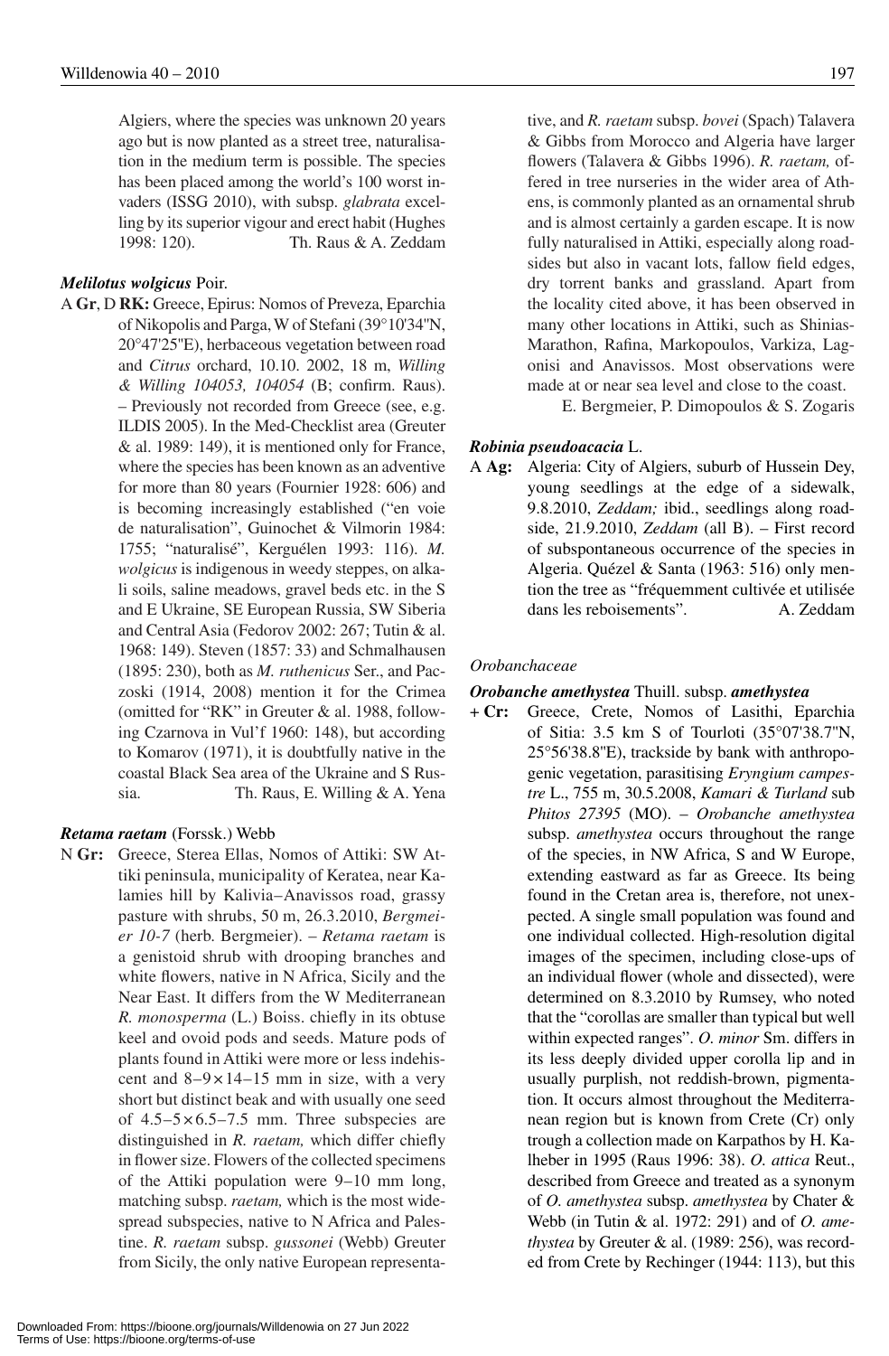Algiers, where the species was unknown 20 years ago but is now planted as a street tree, naturalisation in the medium term is possible. The species has been placed among the world's 100 worst invaders (ISSG 2010), with subsp. *glabrata* excelling by its superior vigour and erect habit (Hughes 1998: 120). Th. Raus & A. Zeddam

***Melilotus wolgicus*** Poir.

A **Gr**, D **RK:** Greece, Epirus: Nomos of Preveza, Eparchia of Nikopolis and Parga, W of Stefani (39°10'34"N, 20°47'25"E), herbaceous vegetation between road and *Citrus* orchard, 10.10. 2002, 18 m, *Willing & Willing 104053, 104054* (B; confirm. Raus). – Previously not recorded from Greece (see, e.g. ILDIS 2005). In the Med-Checklist area (Greuter & al. 1989: 149), it is mentioned only for France, where the species has been known as an adventive for more than 80 years (Fournier 1928: 606) and is becoming increasingly established ("en voie de naturalisation", Guinochet & Vilmorin 1984: 1755; "naturalisé", Kerguélen 1993: 116). *M. wolgicus* is indigenous in weedy steppes, on alkali soils, saline meadows, gravel beds etc. in the S and E Ukraine, SE European Russia, SW Siberia and Central Asia (Fedorov 2002: 267; Tutin & al. 1968: 149). Steven (1857: 33) and Schmalhausen (1895: 230), both as *M. ruthenicus* Ser., and Paczoski (1914, 2008) mention it for the Crimea (omitted for "RK" in Greuter & al. 1988, following Czarnova in Vul'f 1960: 148), but according to Komarov (1971), it is doubtfully native in the coastal Black Sea area of the Ukraine and S Russia. Th. Raus, E. Willing & A. Yena

***Retama raetam*** (Forssk.) Webb

N **Gr:** Greece, Sterea Ellas, Nomos of Attiki: SW Attiki peninsula, municipality of Keratea, near Kalamies hill by Kalivia–Anavissos road, grassy pasture with shrubs, 50 m, 26.3.2010, *Bergmeier 10-7* (herb. Bergmeier). – *Retama raetam* is a genistoid shrub with drooping branches and white flowers, native in N Africa, Sicily and the Near East. It differs from the W Mediterranean *R. monosperma* (L.) Boiss. chiefly in its obtuse keel and ovoid pods and seeds. Mature pods of plants found in Attiki were more or less indehiscent and 8–9 × 14–15 mm in size, with a very short but distinct beak and with usually one seed of 4.5–5 × 6.5–7.5 mm. Three subspecies are distinguished in *R. raetam,* which differ chiefly in flower size. Flowers of the collected specimens of the Attiki population were 9–10 mm long, matching subsp. *raetam,* which is the most widespread subspecies, native to N Africa and Palestine. *R. raetam* subsp. *gussonei* (Webb) Greuter from Sicily, the only native European representative, and *R. raetam* subsp. *bovei* (Spach) Talavera & Gibbs from Morocco and Algeria have larger flowers (Talavera & Gibbs 1996). *R. raetam,* offered in tree nurseries in the wider area of Athens, is commonly planted as an ornamental shrub and is almost certainly a garden escape. It is now fully naturalised in Attiki, especially along roadsides but also in vacant lots, fallow field edges, dry torrent banks and grassland. Apart from the locality cited above, it has been observed in many other locations in Attiki, such as Shinias-Marathon, Rafina, Markopoulos, Varkiza, Lagonisi and Anavissos. Most observations were made at or near sea level and close to the coast. E. Bergmeier, P. Dimopoulos & S. Zogaris

***Robinia pseudoacacia*** L.

A **Ag:** Algeria: City of Algiers, suburb of Hussein Dey, young seedlings at the edge of a sidewalk, 9.8.2010, *Zeddam;* ibid., seedlings along roadside, 21.9.2010, *Zeddam* (all B). – First record of subspontaneous occurrence of the species in Algeria. Quézel & Santa (1963: 516) only mention the tree as "fréquemment cultivée et utilisée dans les reboisements". A. Zeddam

*Orobanchaceae*

***Orobanche amethystea*** Thuill. subsp. ***amethystea***

+ **Cr:** Greece, Crete, Nomos of Lasithi, Eparchia of Sitia: 3.5 km S of Tourloti (35°07'38.7"N, 25°56'38.8"E), trackside by bank with anthropogenic vegetation, parasitising *Eryngium campestre* L., 755 m, 30.5.2008, *Kamari & Turland* sub *Phitos 27395* (MO). – *Orobanche amethystea* subsp. *amethystea* occurs throughout the range of the species, in NW Africa, S and W Europe, extending eastward as far as Greece. Its being found in the Cretan area is, therefore, not unexpected. A single small population was found and one individual collected. High-resolution digital images of the specimen, including close-ups of an individual flower (whole and dissected), were determined on 8.3.2010 by Rumsey, who noted that the "corollas are smaller than typical but well within expected ranges". *O. minor* Sm. differs in its less deeply divided upper corolla lip and in usually purplish, not reddish-brown, pigmentation. It occurs almost throughout the Mediterranean region but is known from Crete (Cr) only trough a collection made on Karpathos by H. Kalheber in 1995 (Raus 1996: 38). *O. attica* Reut., described from Greece and treated as a synonym of *O. amethystea* subsp. *amethystea* by Chater & Webb (in Tutin & al. 1972: 291) and of *O. amethystea* by Greuter & al. (1989: 256), was recorded from Crete by Rechinger (1944: 113), but this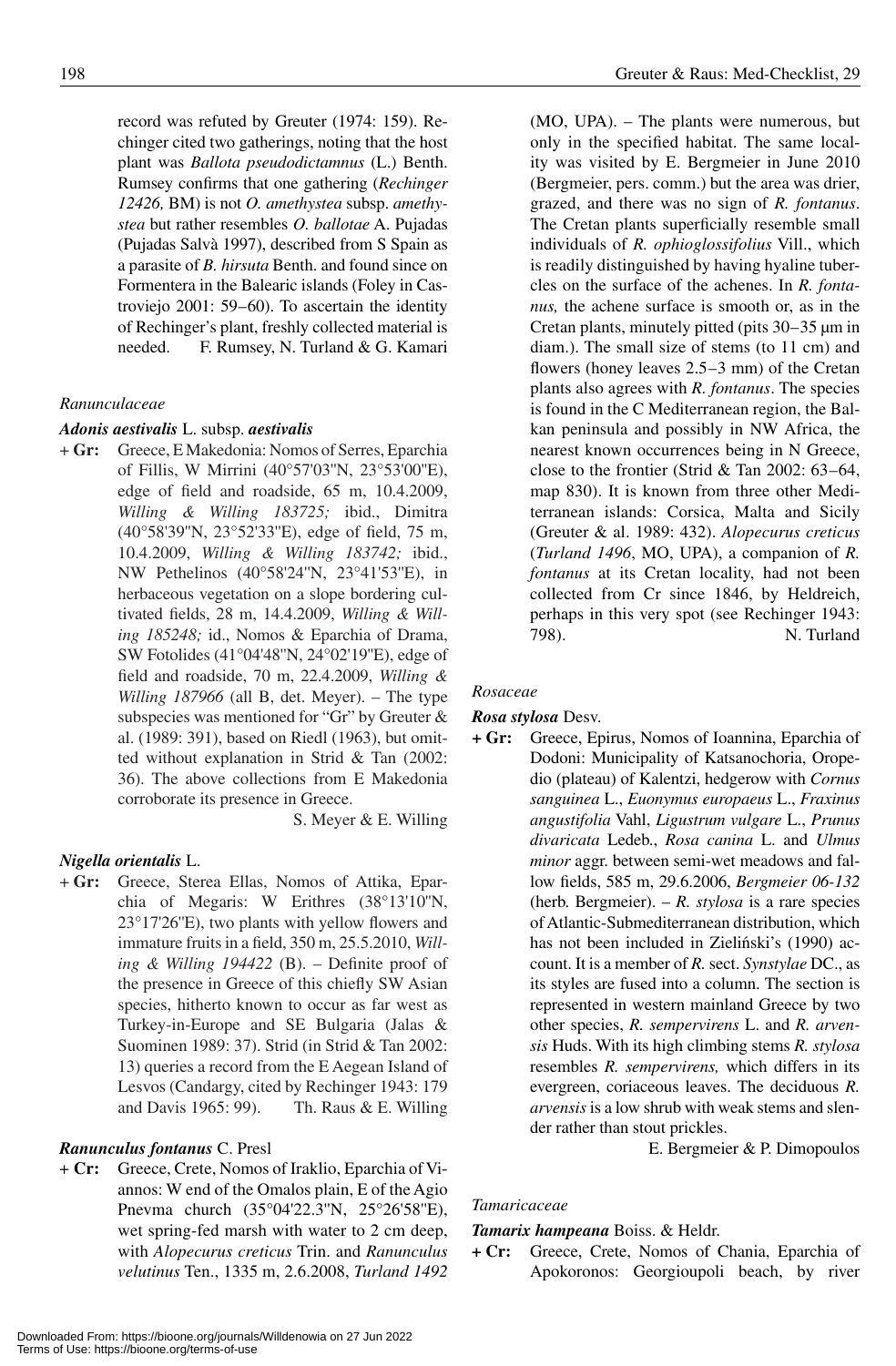record was refuted by Greuter (1974: 159). Rechinger cited two gatherings, noting that the host plant was *Ballota pseudodictamnus* (L.) Benth. Rumsey confirms that one gathering (*Rechinger 12426,* BM) is not *O. amethystea* subsp. *amethystea* but rather resembles *O. ballotae* A. Pujadas (Pujadas Salvà 1997), described from S Spain as a parasite of *B. hirsuta* Benth. and found since on Formentera in the Balearic islands (Foley in Castroviejo 2001: 59–60). To ascertain the identity of Rechinger's plant, freshly collected material is needed. F. Rumsey, N. Turland & G. Kamari

*Ranunculaceae*

***Adonis aestivalis*** **L. subsp.** ***aestivalis***

**+ Gr:** Greece, E Makedonia: Nomos of Serres, Eparchia of Fillis, W Mirrini (40°57'03''N, 23°53'00''E), edge of field and roadside, 65 m, 10.4.2009, *Willing & Willing 183725;* ibid., Dimitra (40°58'39''N, 23°52'33''E), edge of field, 75 m, 10.4.2009, *Willing & Willing 183742;* ibid., NW Pethelinos (40°58'24''N, 23°41'53''E), in herbaceous vegetation on a slope bordering cultivated fields, 28 m, 14.4.2009, *Willing & Willing 185248;* id., Nomos & Eparchia of Drama, SW Fotolides (41°04'48''N, 24°02'19''E), edge of field and roadside, 70 m, 22.4.2009, *Willing & Willing 187966* (all B, det. Meyer). – The type subspecies was mentioned for "Gr" by Greuter & al. (1989: 391), based on Riedl (1963), but omitted without explanation in Strid & Tan (2002: 36). The above collections from E Makedonia corroborate its presence in Greece.

S. Meyer & E. Willing

***Nigella orientalis*** **L.**

**+ Gr:** Greece, Sterea Ellas, Nomos of Attika, Eparchia of Megaris: W Erithres (38°13'10''N, 23°17'26''E), two plants with yellow flowers and immature fruits in a field, 350 m, 25.5.2010, *Willing & Willing 194422* (B). – Definite proof of the presence in Greece of this chiefly SW Asian species, hitherto known to occur as far west as Turkey-in-Europe and SE Bulgaria (Jalas & Suominen 1989: 37). Strid (in Strid & Tan 2002: 13) queries a record from the E Aegean Island of Lesvos (Candargy, cited by Rechinger 1943: 179 and Davis 1965: 99). Th. Raus & E. Willing

***Ranunculus fontanus*** **C. Presl**

**+ Cr:** Greece, Crete, Nomos of Iraklio, Eparchia of Viannos: W end of the Omalos plain, E of the Agio Pnevma church (35°04'22.3''N, 25°26'58''E), wet spring-fed marsh with water to 2 cm deep, with *Alopecurus creticus* Trin. and *Ranunculus velutinus* Ten., 1335 m, 2.6.2008, *Turland 1492* (MO, UPA). – The plants were numerous, but only in the specified habitat. The same locality was visited by E. Bergmeier in June 2010 (Bergmeier, pers. comm.) but the area was drier, grazed, and there was no sign of *R. fontanus*. The Cretan plants superficially resemble small individuals of *R. ophioglossifolius* Vill., which is readily distinguished by having hyaline tubercles on the surface of the achenes. In *R. fontanus,* the achene surface is smooth or, as in the Cretan plants, minutely pitted (pits 30–35 μm in diam.). The small size of stems (to 11 cm) and flowers (honey leaves 2.5–3 mm) of the Cretan plants also agrees with *R. fontanus*. The species is found in the C Mediterranean region, the Balkan peninsula and possibly in NW Africa, the nearest known occurrences being in N Greece, close to the frontier (Strid & Tan 2002: 63–64, map 830). It is known from three other Mediterranean islands: Corsica, Malta and Sicily (Greuter & al. 1989: 432). *Alopecurus creticus* (*Turland 1496*, MO, UPA), a companion of *R. fontanus* at its Cretan locality, had not been collected from Cr since 1846, by Heldreich, perhaps in this very spot (see Rechinger 1943: 798). N. Turland

*Rosaceae*

***Rosa stylosa*** **Desv.**

**+ Gr:** Greece, Epirus, Nomos of Ioannina, Eparchia of Dodoni: Municipality of Katsanochoria, Oropedio (plateau) of Kalentzi, hedgerow with *Cornus sanguinea* L., *Euonymus europaeus* L., *Fraxinus angustifolia* Vahl, *Ligustrum vulgare* L., *Prunus divaricata* Ledeb., *Rosa canina* L. and *Ulmus minor* aggr. between semi-wet meadows and fallow fields, 585 m, 29.6.2006, *Bergmeier 06-132* (herb. Bergmeier). – *R. stylosa* is a rare species of Atlantic-Submediterranean distribution, which has not been included in Zieliński's (1990) account. It is a member of *R.* sect. *Synstylae* DC., as its styles are fused into a column. The section is represented in western mainland Greece by two other species, *R. sempervirens* L. and *R. arvensis* Huds. With its high climbing stems *R. stylosa* resembles *R. sempervirens,* which differs in its evergreen, coriaceous leaves. The deciduous *R. arvensis* is a low shrub with weak stems and slender rather than stout prickles.

E. Bergmeier & P. Dimopoulos

*Tamaricaceae*

***Tamarix hampeana*** **Boiss. & Heldr.**

**+ Cr:** Greece, Crete, Nomos of Chania, Eparchia of Apokoronos: Georgioupoli beach, by river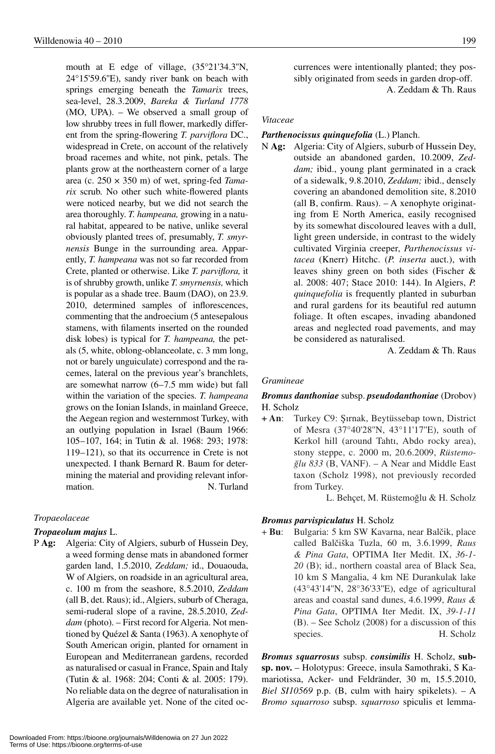mouth at E edge of village, (35°21'34.3"N, 24°15'59.6"E), sandy river bank on beach with springs emerging beneath the *Tamarix* trees, sea-level, 28.3.2009, *Bareka & Turland 1778* (MO, UPA). – We observed a small group of low shrubby trees in full flower, markedly different from the spring-flowering *T. parviflora* DC., widespread in Crete, on account of the relatively broad racemes and white, not pink, petals. The plants grow at the northeastern corner of a large area (c. 250 × 350 m) of wet, spring-fed *Tamarix* scrub. No other such white-flowered plants were noticed nearby, but we did not search the area thoroughly. *T. hampeana,* growing in a natural habitat, appeared to be native, unlike several obviously planted trees of, presumably, *T. smyrnensis* Bunge in the surrounding area. Apparently, *T. hampeana* was not so far recorded from Crete, planted or otherwise. Like *T. parviflora,* it is of shrubby growth, unlike *T. smyrnensis,* which is popular as a shade tree. Baum (DAO), on 23.9. 2010, determined samples of inflorescences, commenting that the androecium (5 antesepalous stamens, with filaments inserted on the rounded disk lobes) is typical for *T. hampeana,* the petals (5, white, oblong-oblanceolate, c. 3 mm long, not or barely unguiculate) correspond and the racemes, lateral on the previous year's branchlets, are somewhat narrow (6–7.5 mm wide) but fall within the variation of the species. *T. hampeana* grows on the Ionian Islands, in mainland Greece, the Aegean region and westernmost Turkey, with an outlying population in Israel (Baum 1966: 105–107, 164; in Tutin & al. 1968: 293; 1978: 119–121), so that its occurrence in Crete is not unexpected. I thank Bernard R. Baum for determining the material and providing relevant information. N. Turland

*Tropaeolaceae*

***Tropaeolum majus*** L.

P **Ag:** Algeria: City of Algiers, suburb of Hussein Dey, a weed forming dense mats in abandoned former garden land, 1.5.2010, *Zeddam;* id., Douaouda, W of Algiers, on roadside in an agricultural area, c. 100 m from the seashore, 8.5.2010, *Zeddam* (all B, det. Raus); id., Algiers, suburb of Cheraga, semi-ruderal slope of a ravine, 28.5.2010, *Zeddam* (photo). – First record for Algeria. Not mentioned by Quézel & Santa (1963). A xenophyte of South American origin, planted for ornament in European and Mediterranean gardens, recorded as naturalised or casual in France, Spain and Italy (Tutin & al. 1968: 204; Conti & al. 2005: 179). No reliable data on the degree of naturalisation in Algeria are available yet. None of the cited occurrences were intentionally planted; they possibly originated from seeds in garden drop-off.
A. Zeddam & Th. Raus

*Vitaceae*

***Parthenocissus quinquefolia*** (L.) Planch.

N **Ag:** Algeria: City of Algiers, suburb of Hussein Dey, outside an abandoned garden, 10.2009, *Zeddam;* ibid., young plant germinated in a crack of a sidewalk, 9.8.2010, *Zeddam;* ibid., densely covering an abandoned demolition site, 8.2010 (all B, confirm. Raus). – A xenophyte originating from E North America, easily recognised by its somewhat discoloured leaves with a dull, light green underside, in contrast to the widely cultivated Virginia creeper, *Parthenocissus vitacea* (Knerr) Hitchc. (*P. inserta* auct.), with leaves shiny green on both sides (Fischer & al. 2008: 407; Stace 2010: 144). In Algiers, *P. quinquefolia* is frequently planted in suburban and rural gardens for its beautiful red autumn foliage. It often escapes, invading abandoned areas and neglected road pavements, and may be considered as naturalised.
A. Zeddam & Th. Raus

*Gramineae*

***Bromus danthoniae*** subsp. ***pseudodanthoniae*** (Drobov) H. Scholz

**+ An**: Turkey C9: Şırnak, Beytüssebap town, District of Mesra (37°40'28"N, 43°11'17"E), south of Kerkol hill (around Tahtı, Abdo rocky area), stony steppe, c. 2000 m, 20.6.2009, *Rüstemoğlu 833* (B, VANF). – A Near and Middle East taxon (Scholz 1998), not previously recorded from Turkey.
L. Behçet, M. Rüstemoğlu & H. Scholz

***Bromus parvispiculatus*** H. Scholz

+ **Bu**: Bulgaria: 5 km SW Kavarna, near Balčik, place called Balčiška Tuzla, 60 m, 3.6.1999, *Raus & Pina Gata*, OPTIMA Iter Medit. IX, *36-1-20* (B); id., northern coastal area of Black Sea, 10 km S Mangalia, 4 km NE Durankulak lake (43°43'14"N, 28°36'33"E), edge of agricultural areas and coastal sand dunes, 4.6.1999, *Raus & Pina Gata*, OPTIMA Iter Medit. IX, *39-1-11* (B). – See Scholz (2008) for a discussion of this species. H. Scholz

***Bromus squarrosus*** subsp. ***consimilis*** H. Scholz, **subsp. nov.** – Holotypus: Greece, insula Samothraki, S Kamariotissa, Acker- und Feldränder, 30 m, 15.5.2010, *Biel SI10569* p.p. (B, culm with hairy spikelets). – A *Bromo squarroso* subsp. *squarroso* spiculis et lemma-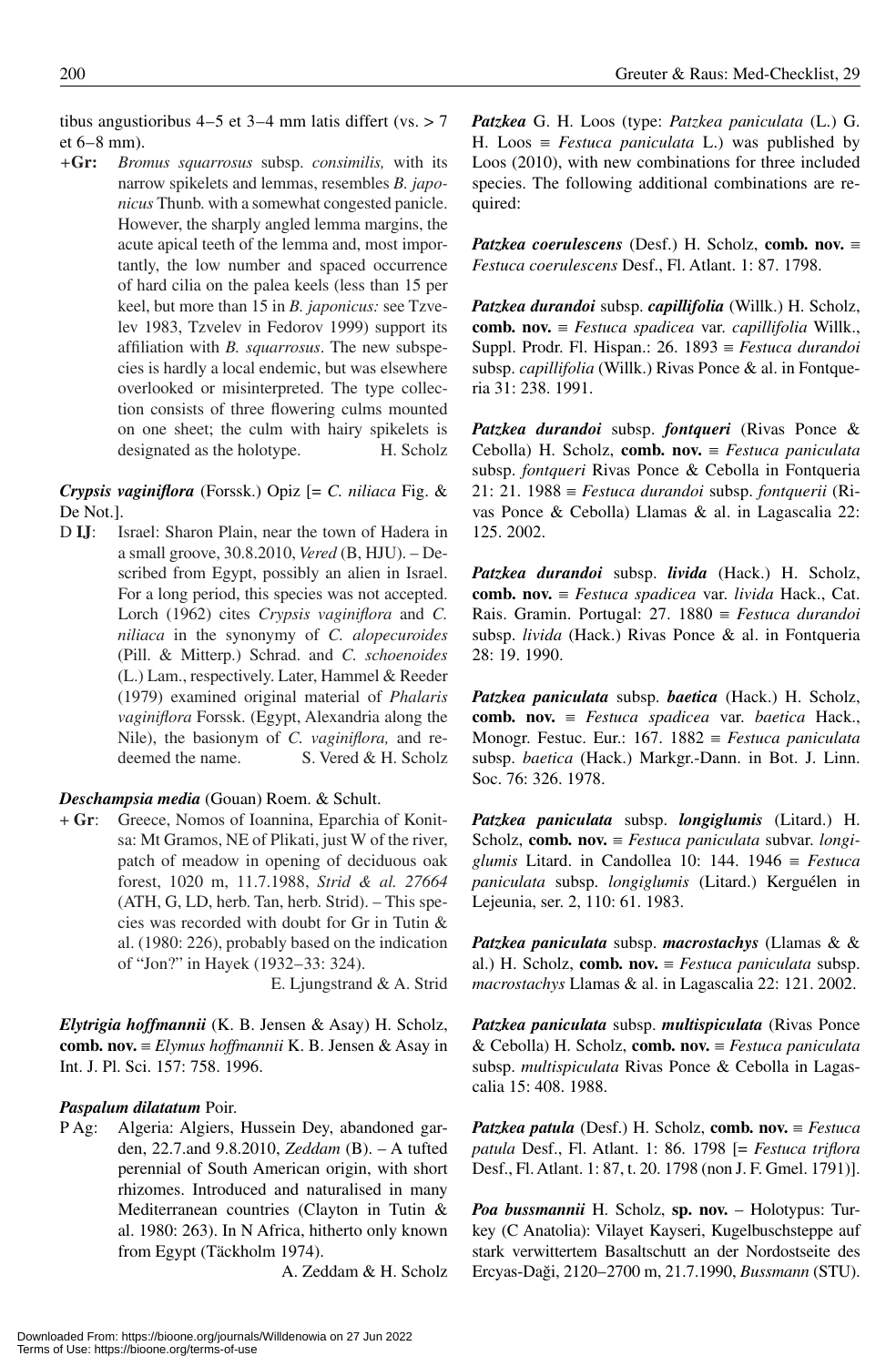tibus angustioribus 4–5 et 3–4 mm latis differt (vs. > 7 et 6–8 mm).

**+Gr:** *Bromus squarrosus* subsp. *consimilis,* with its narrow spikelets and lemmas, resembles *B. japonicus* Thunb. with a somewhat congested panicle. However, the sharply angled lemma margins, the acute apical teeth of the lemma and, most importantly, the low number and spaced occurrence of hard cilia on the palea keels (less than 15 per keel, but more than 15 in *B. japonicus:* see Tzvelev 1983, Tzvelev in Fedorov 1999) support its affiliation with *B. squarrosus*. The new subspecies is hardly a local endemic, but was elsewhere overlooked or misinterpreted. The type collection consists of three flowering culms mounted on one sheet; the culm with hairy spikelets is designated as the holotype. H. Scholz

***Crypsis vaginiflora*** (Forssk.) Opiz [= *C. niliaca* Fig. & De Not.].

D **IJ**: Israel: Sharon Plain, near the town of Hadera in a small groove, 30.8.2010, *Vered* (B, HJU). – Described from Egypt, possibly an alien in Israel. For a long period, this species was not accepted. Lorch (1962) cites *Crypsis vaginiflora* and *C. niliaca* in the synonymy of *C. alopecuroides* (Pill. & Mitterp.) Schrad. and *C. schoenoides* (L.) Lam., respectively. Later, Hammel & Reeder (1979) examined original material of *Phalaris vaginiflora* Forssk. (Egypt, Alexandria along the Nile), the basionym of *C. vaginiflora,* and redeemed the name. S. Vered & H. Scholz

***Deschampsia media*** (Gouan) Roem. & Schult.

**+ Gr**: Greece, Nomos of Ioannina, Eparchia of Konitsa: Mt Gramos, NE of Plikati, just W of the river, patch of meadow in opening of deciduous oak forest, 1020 m, 11.7.1988, *Strid & al. 27664* (ATH, G, LD, herb. Tan, herb. Strid). – This species was recorded with doubt for Gr in Tutin & al. (1980: 226), probably based on the indication of "Jon?" in Hayek (1932–33: 324). E. Ljungstrand & A. Strid

***Elytrigia hoffmannii*** (K. B. Jensen & Asay) H. Scholz, **comb. nov.** ≡ *Elymus hoffmannii* K. B. Jensen & Asay in Int. J. Pl. Sci. 157: 758. 1996.

***Paspalum dilatatum*** Poir.

P Ag: Algeria: Algiers, Hussein Dey, abandoned garden, 22.7.and 9.8.2010, *Zeddam* (B). – A tufted perennial of South American origin, with short rhizomes. Introduced and naturalised in many Mediterranean countries (Clayton in Tutin & al. 1980: 263). In N Africa, hitherto only known from Egypt (Täckholm 1974). A. Zeddam & H. Scholz

***Patzkea*** G. H. Loos (type: *Patzkea paniculata* (L.) G. H. Loos ≡ *Festuca paniculata* L.) was published by Loos (2010), with new combinations for three included species. The following additional combinations are required:

***Patzkea coerulescens*** (Desf.) H. Scholz, **comb. nov.** ≡ *Festuca coerulescens* Desf., Fl. Atlant. 1: 87. 1798.

***Patzkea durandoi*** subsp. ***capillifolia*** (Willk.) H. Scholz, **comb. nov.** ≡ *Festuca spadicea* var. *capillifolia* Willk., Suppl. Prodr. Fl. Hispan.: 26. 1893 ≡ *Festuca durandoi* subsp. *capillifolia* (Willk.) Rivas Ponce & al. in Fontqueria 31: 238. 1991.

***Patzkea durandoi*** subsp. ***fontqueri*** (Rivas Ponce & Cebolla) H. Scholz, **comb. nov.** ≡ *Festuca paniculata* subsp. *fontqueri* Rivas Ponce & Cebolla in Fontqueria 21: 21. 1988 ≡ *Festuca durandoi* subsp. *fontquerii* (Rivas Ponce & Cebolla) Llamas & al. in Lagascalia 22: 125. 2002.

***Patzkea durandoi*** subsp. ***livida*** (Hack.) H. Scholz, **comb. nov.** ≡ *Festuca spadicea* var. *livida* Hack., Cat. Rais. Gramin. Portugal: 27. 1880 ≡ *Festuca durandoi* subsp. *livida* (Hack.) Rivas Ponce & al. in Fontqueria 28: 19. 1990.

***Patzkea paniculata*** subsp. ***baetica*** (Hack.) H. Scholz, **comb. nov.** ≡ *Festuca spadicea* var. *baetica* Hack., Monogr. Festuc. Eur.: 167. 1882 ≡ *Festuca paniculata* subsp. *baetica* (Hack.) Markgr.-Dann. in Bot. J. Linn. Soc. 76: 326. 1978.

***Patzkea paniculata*** subsp. ***longiglumis*** (Litard.) H. Scholz, **comb. nov.** ≡ *Festuca paniculata* subvar. *longiglumis* Litard. in Candollea 10: 144. 1946 ≡ *Festuca paniculata* subsp. *longiglumis* (Litard.) Kerguélen in Lejeunia, ser. 2, 110: 61. 1983.

***Patzkea paniculata*** subsp. ***macrostachys*** (Llamas & & al.) H. Scholz, **comb. nov.** ≡ *Festuca paniculata* subsp. *macrostachys* Llamas & al. in Lagascalia 22: 121. 2002.

***Patzkea paniculata*** subsp. ***multispiculata*** (Rivas Ponce & Cebolla) H. Scholz, **comb. nov.** ≡ *Festuca paniculata* subsp. *multispiculata* Rivas Ponce & Cebolla in Lagascalia 15: 408. 1988.

***Patzkea patula*** (Desf.) H. Scholz, **comb. nov.** ≡ *Festuca patula* Desf., Fl. Atlant. 1: 86. 1798 [= *Festuca triflora* Desf., Fl. Atlant. 1: 87, t. 20. 1798 (non J. F. Gmel. 1791)].

***Poa bussmannii*** H. Scholz, **sp. nov.** – Holotypus: Turkey (C Anatolia): Vilayet Kayseri, Kugelbuschsteppe auf stark verwittertem Basaltschutt an der Nordostseite des Ercyas-Daği, 2120–2700 m, 21.7.1990, *Bussmann* (STU).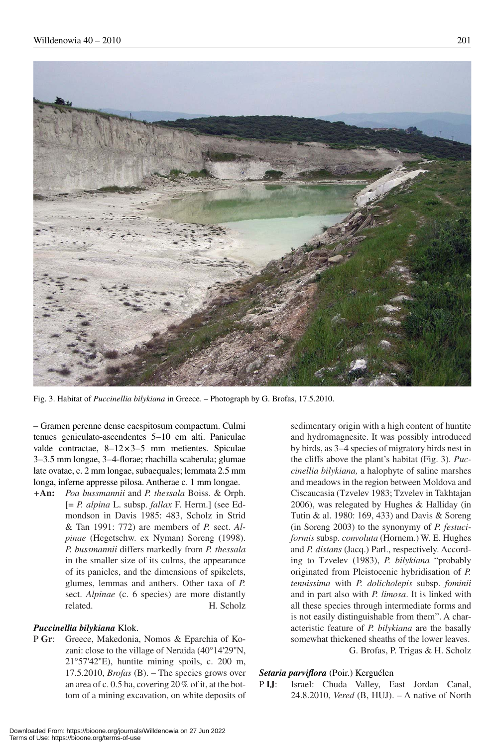Fig. 3. Habitat of *Puccinellia bilykiana* in Greece. – Photograph by G. Brofas, 17.5.2010.

– Gramen perenne dense caespitosum compactum. Culmi tenues geniculato-ascendentes 5–10 cm alti. Paniculae valde contractae, 8–12 × 3–5 mm metientes. Spiculae 3–3.5 mm longae, 3–4-florae; rhachilla scaberula; glumae late ovatae, c. 2 mm longae, subaequales; lemmata 2.5 mm longa, inferne appresse pilosa. Antherae c. 1 mm longae.

+**An:** *Poa bussmannii* and *P. thessala* Boiss. & Orph. [= *P. alpina* L. subsp. *fallax* F. Herm.] (see Edmondson in Davis 1985: 483, Scholz in Strid & Tan 1991: 772) are members of *P.* sect. *Alpinae* (Hegetschw. ex Nyman) Soreng (1998). *P. bussmannii* differs markedly from *P. thessala* in the smaller size of its culms, the appearance of its panicles, and the dimensions of spikelets, glumes, lemmas and anthers. Other taxa of *P.* sect. *Alpinae* (c. 6 species) are more distantly related. H. Scholz

### *Puccinellia bilykiana* Klok.

P **Gr**: Greece, Makedonia, Nomos & Eparchia of Kozani: close to the village of Neraida (40°14'29"N, 21°57'42"E), huntite mining spoils, c. 200 m, 17.5.2010, *Brofas* (B). – The species grows over an area of c. 0.5 ha, covering 20 % of it, at the bottom of a mining excavation, on white deposits of sedimentary origin with a high content of huntite and hydromagnesite. It was possibly introduced by birds, as 3–4 species of migratory birds nest in the cliffs above the plant's habitat (Fig. 3). *Puccinellia bilykiana,* a halophyte of saline marshes and meadows in the region between Moldova and Ciscaucasia (Tzvelev 1983; Tzvelev in Takhtajan 2006), was relegated by Hughes & Halliday (in Tutin & al. 1980: 169, 433) and Davis & Soreng (in Soreng 2003) to the synonymy of *P. festuciformis* subsp. *convoluta* (Hornem.) W. E. Hughes and *P. distans* (Jacq.) Parl., respectively. According to Tzvelev (1983), *P. bilykiana* "probably originated from Pleistocenic hybridisation of *P. tenuissima* with *P. dolicholepis* subsp. *fominii* and in part also with *P. limosa*. It is linked with all these species through intermediate forms and is not easily distinguishable from them". A characteristic feature of *P. bilykiana* are the basally somewhat thickened sheaths of the lower leaves.

G. Brofas, P. Trigas & H. Scholz

### *Setaria parviflora* (Poir.) Kerguélen

P **IJ**: Israel: Chuda Valley, East Jordan Canal, 24.8.2010, *Vered* (B, HUJ). – A native of North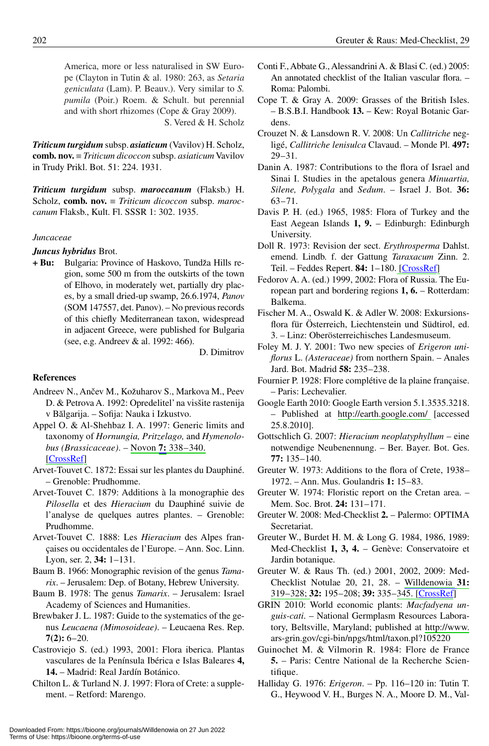America, more or less naturalised in SW Europe (Clayton in Tutin & al. 1980: 263, as *Setaria geniculata* (Lam). P. Beauv.). Very similar to *S. pumila* (Poir.) Roem. & Schult. but perennial and with short rhizomes (Cope & Gray 2009).

S. Vered & H. Scholz

***Triticum turgidum*** subsp. ***asiaticum*** (Vavilov) H. Scholz, **comb. nov.** ≡ *Triticum dicoccon* subsp. *asiaticum* Vavilov in Trudy Prikl. Bot. 51: 224. 1931.

***Triticum turgidum*** subsp. ***maroccanum*** (Flaksb.) H. Scholz, **comb. nov.** ≡ *Triticum dicoccon* subsp. *maroccanum* Flaksb., Kult. Fl. SSSR 1: 302. 1935.

*Juncaceae*

***Juncus hybridus*** Brot.

**+ Bu:** Bulgaria: Province of Haskovo, Tundža Hills region, some 500 m from the outskirts of the town of Elhovo, in moderately wet, partially dry places, by a small dried-up swamp, 26.6.1974, *Panov* (SOM 147557, det. Panov). – No previous records of this chiefly Mediterranean taxon, widespread in adjacent Greece, were published for Bulgaria (see, e.g. Andreev & al. 1992: 466).

D. Dimitrov

## References

Andreev N., Ančev M., Kožuharov S., Markova M., Peev D. & Petrova A. 1992: Opredelitel' na visšite rastenija v Bălgarija. – Sofija: Nauka i Izkustvo.

Appel O. & Al-Shehbaz I. A. 1997: Generic limits and taxonomy of *Hornungia, Pritzelago,* and *Hymenolobus (Brassicaceae)*. – Novon **7:** 338–340. [CrossRef]

Arvet-Touvet C. 1872: Essai sur les plantes du Dauphiné. – Grenoble: Prudhomme.

Arvet-Touvet C. 1879: Additions à la monographie des *Pilosella* et des *Hieracium* du Dauphiné suivie de l'analyse de quelques autres plantes. – Grenoble: Prudhomme.

Arvet-Touvet C. 1888: Les *Hieracium* des Alpes françaises ou occidentales de l'Europe. – Ann. Soc. Linn. Lyon, ser. 2, **34:** 1–131.

Baum B. 1966: Monographic revision of the genus *Tamarix*. – Jerusalem: Dep. of Botany, Hebrew University.

Baum B. 1978: The genus *Tamarix*. – Jerusalem: Israel Academy of Sciences and Humanities.

Brewbaker J. L. 1987: Guide to the systematics of the genus *Leucaena (Mimosoideae)*. – Leucaena Res. Rep. **7(2):** 6–20.

Castroviejo S. (ed.) 1993, 2001: Flora iberica. Plantas vasculares de la Península Ibérica e Islas Baleares **4, 14.** – Madrid: Real Jardín Botánico.

Chilton L. & Turland N. J. 1997: Flora of Crete: a supplement. – Retford: Marengo.

Conti F., Abbate G., Alessandrini A. & Blasi C. (ed.) 2005: An annotated checklist of the Italian vascular flora. – Roma: Palombi.

Cope T. & Gray A. 2009: Grasses of the British Isles. – B.S.B.I. Handbook **13.** – Kew: Royal Botanic Gardens.

Crouzet N. & Lansdown R. V. 2008: Un *Callitriche* negligé, *Callitriche lenisulca* Clavaud. – Monde Pl. **497:** 29–31.

Danin A. 1987: Contributions to the flora of Israel and Sinai I. Studies in the apetalous genera *Minuartia, Silene, Polygala* and *Sedum*. – Israel J. Bot. **36:** 63–71.

Davis P. H. (ed.) 1965, 1985: Flora of Turkey and the East Aegean Islands **1, 9.** – Edinburgh: Edinburgh University.

Doll R. 1973: Revision der sect. *Erythrosperma* Dahlst. emend. Lindb. f. der Gattung *Taraxacum* Zinn. 2. Teil. – Feddes Repert. **84:** 1–180. [CrossRef]

Fedorov A. A. (ed.) 1999, 2002: Flora of Russia. The European part and bordering regions **1, 6.** – Rotterdam: Balkema.

Fischer M. A., Oswald K. & Adler W. 2008: Exkursionsflora für Österreich, Liechtenstein und Südtirol, ed. 3. – Linz: Oberösterreichisches Landesmuseum.

Foley M. J. Y. 2001: Two new species of *Erigeron uniflorus* L. *(Asteraceae)* from northern Spain. – Anales Jard. Bot. Madrid **58:** 235–238.

Fournier P. 1928: Flore complétive de la plaine française. – Paris: Lechevalier.

Google Earth 2010: Google Earth version 5.1.3535.3218. – Published at http://earth.google.com/ [accessed 25.8.2010].

Gottschlich G. 2007: *Hieracium neoplatyphyllum* – eine notwendige Neubenennung. – Ber. Bayer. Bot. Ges. **77:** 135–140.

Greuter W. 1973: Additions to the flora of Crete, 1938–1972. – Ann. Mus. Goulandris **1:** 15–83.

Greuter W. 1974: Floristic report on the Cretan area. – Mem. Soc. Brot. **24:** 131–171.

Greuter W. 2008: Med-Checklist **2.** – Palermo: OPTIMA Secretariat.

Greuter W., Burdet H. M. & Long G. 1984, 1986, 1989: Med-Checklist **1, 3, 4.** – Genève: Conservatoire et Jardin botanique.

Greuter W. & Raus Th. (ed.) 2001, 2002, 2009: Med-Checklist Notulae 20, 21, 28. – Willdenowia **31:** 319–328; **32:** 195–208; **39:** 335–345. [CrossRef]

GRIN 2010: World economic plants: *Macfadyena unguis-cati*. – National Germplasm Resources Laboratory, Beltsville, Maryland; published at http://www.ars-grin.gov/cgi-bin/npgs/html/taxon.pl?105220

Guinochet M. & Vilmorin R. 1984: Flore de France **5.** – Paris: Centre National de la Recherche Scientifique.

Halliday G. 1976: *Erigeron*. – Pp. 116–120 in: Tutin T. G., Heywood V. H., Burges N. A., Moore D. M., Val-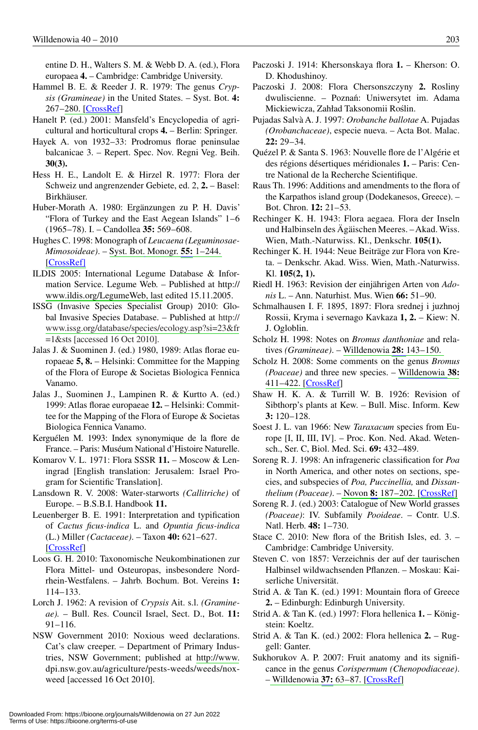entine D. H., Walters S. M. & Webb D. A. (ed.), Flora europaea **4.** – Cambridge: Cambridge University.

Hammel B. E. & Reeder J. R. 1979: The genus *Crypsis (Gramineae)* in the United States. – Syst. Bot. **4:** 267–280. [CrossRef]

Hanelt P. (ed.) 2001: Mansfeld's Encyclopedia of agricultural and horticultural crops **4.** – Berlin: Springer.

Hayek A. von 1932–33: Prodromus florae peninsulae balcanicae 3. – Repert. Spec. Nov. Regni Veg. Beih. **30(3).**

Hess H. E., Landolt E. & Hirzel R. 1977: Flora der Schweiz und angrenzender Gebiete, ed. 2, **2.** – Basel: Birkhäuser.

Huber-Morath A. 1980: Ergänzungen zu P. H. Davis' "Flora of Turkey and the East Aegean Islands" 1–6 (1965–78). I. – Candollea **35:** 569–608.

Hughes C. 1998: Monograph of *Leucaena (Leguminosae-Mimosoideae)*. – Syst. Bot. Monogr. **55:** 1–244. [CrossRef]

ILDIS 2005: International Legume Database & Information Service. Legume Web. – Published at http://www.ildis.org/LegumeWeb, last edited 15.11.2005.

ISSG (Invasive Species Specialist Group) 2010: Global Invasive Species Database. – Published at http://www.issg.org/database/species/ecology.asp?si=23&fr=1&sts [accessed 16 Oct 2010].

Jalas J. & Suominen J. (ed.) 1980, 1989: Atlas florae europaeae **5, 8.** – Helsinki: Committee for the Mapping of the Flora of Europe & Societas Biologica Fennica Vanamo.

Jalas J., Suominen J., Lampinen R. & Kurtto A. (ed.) 1999: Atlas florae europaeae **12.** – Helsinki: Committee for the Mapping of the Flora of Europe & Societas Biologica Fennica Vanamo.

Kerguélen M. 1993: Index synonymique de la flore de France. – Paris: Muséum National d'Histoire Naturelle.

Komarov V. L. 1971: Flora SSSR **11.** – Moscow & Leningrad [English translation: Jerusalem: Israel Program for Scientific Translation].

Lansdown R. V. 2008: Water-starworts *(Callitriche)* of Europe. – B.S.B.I. Handbook **11.**

Leuenberger B. E. 1991: Interpretation and typification of *Cactus ficus-indica* L. and *Opuntia ficus-indica* (L.) Miller *(Cactaceae)*. – Taxon **40:** 621–627. [CrossRef]

Loos G. H. 2010: Taxonomische Neukombinationen zur Flora Mittel- und Osteuropas, insbesondere Nordrhein-Westfalens. – Jahrb. Bochum. Bot. Vereins **1:** 114–133.

Lorch J. 1962: A revision of *Crypsis* Ait. s.l. *(Gramineae).* – Bull. Res. Council Israel, Sect. D., Bot. **11:** 91–116.

NSW Government 2010: Noxious weed declarations. Cat's claw creeper. – Department of Primary Industries, NSW Government; published at http://www.dpi.nsw.gov.au/agriculture/pests-weeds/weeds/noxweed [accessed 16 Oct 2010].

Paczoski J. 1914: Khersonskaya flora **1.** – Kherson: O. D. Khodushinoy.

Paczoski J. 2008: Flora Chersonszczyny **2.** Rosliny dwuliscienne. – Poznań: Uniwersytet im. Adama Mickiewicza, Zahład Taksonomii Roślin.

Pujadas Salvà A. J. 1997: *Orobanche ballotae* A. Pujadas *(Orobanchaceae)*, especie nueva. – Acta Bot. Malac. **22:** 29–34.

Quézel P. & Santa S. 1963: Nouvelle flore de l'Algérie et des régions désertiques méridionales **1.** – Paris: Centre National de la Recherche Scientifique.

Raus Th. 1996: Additions and amendments to the flora of the Karpathos island group (Dodekanesos, Greece). – Bot. Chron. **12:** 21–53.

Rechinger K. H. 1943: Flora aegaea. Flora der Inseln und Halbinseln des Ägäischen Meeres. – Akad. Wiss. Wien, Math.-Naturwiss. Kl., Denkschr. **105(1).**

Rechinger K. H. 1944: Neue Beiträge zur Flora von Kreta. – Denkschr. Akad. Wiss. Wien, Math.-Naturwiss. Kl. **105(2, 1).**

Riedl H. 1963: Revision der einjährigen Arten von *Adonis* L. – Ann. Naturhist. Mus. Wien **66:** 51–90.

Schmalhausen I. F. 1895, 1897: Flora srednej i juzhnoj Rossii, Kryma i severnago Kavkaza **1, 2.** – Kiew: N. J. Ogloblin.

Scholz H. 1998: Notes on *Bromus danthoniae* and relatives *(Gramineae)*. – Willdenowia **28:** 143–150.

Scholz H. 2008: Some comments on the genus *Bromus (Poaceae)* and three new species. – Willdenowia **38:** 411–422. [CrossRef]

Shaw H. K. A. & Turrill W. B. 1926: Revision of Sibthorp's plants at Kew. – Bull. Misc. Inform. Kew **3:** 120–128.

Soest J. L. van 1966: New *Taraxacum* species from Europe [I, II, III, IV]. – Proc. Kon. Ned. Akad. Wetensch., Ser. C, Biol. Med. Sci. **69:** 432–489.

Soreng R. J. 1998: An infrageneric classification for *Poa* in North America, and other notes on sections, species, and subspecies of *Poa, Puccinellia,* and *Dissanthelium (Poaceae)*. – Novon **8:** 187–202. [CrossRef]

Soreng R. J. (ed.) 2003: Catalogue of New World grasses *(Poaceae)*: IV. Subfamily *Pooideae*. – Contr. U.S. Natl. Herb. **48:** 1–730.

Stace C. 2010: New flora of the British Isles, ed. 3. – Cambridge: Cambridge University.

Steven C. von 1857: Verzeichnis der auf der taurischen Halbinsel wildwachsenden Pflanzen. – Moskau: Kaiserliche Universität.

Strid A. & Tan K. (ed.) 1991: Mountain flora of Greece **2.** – Edinburgh: Edinburgh University.

Strid A. & Tan K. (ed.) 1997: Flora hellenica **1.** – Königstein: Koeltz.

Strid A. & Tan K. (ed.) 2002: Flora hellenica **2.** – Ruggell: Ganter.

Sukhorukov A. P. 2007: Fruit anatomy and its significance in the genus *Corispermum (Chenopodiaceae)*. – Willdenowia **37:** 63–87. [CrossRef]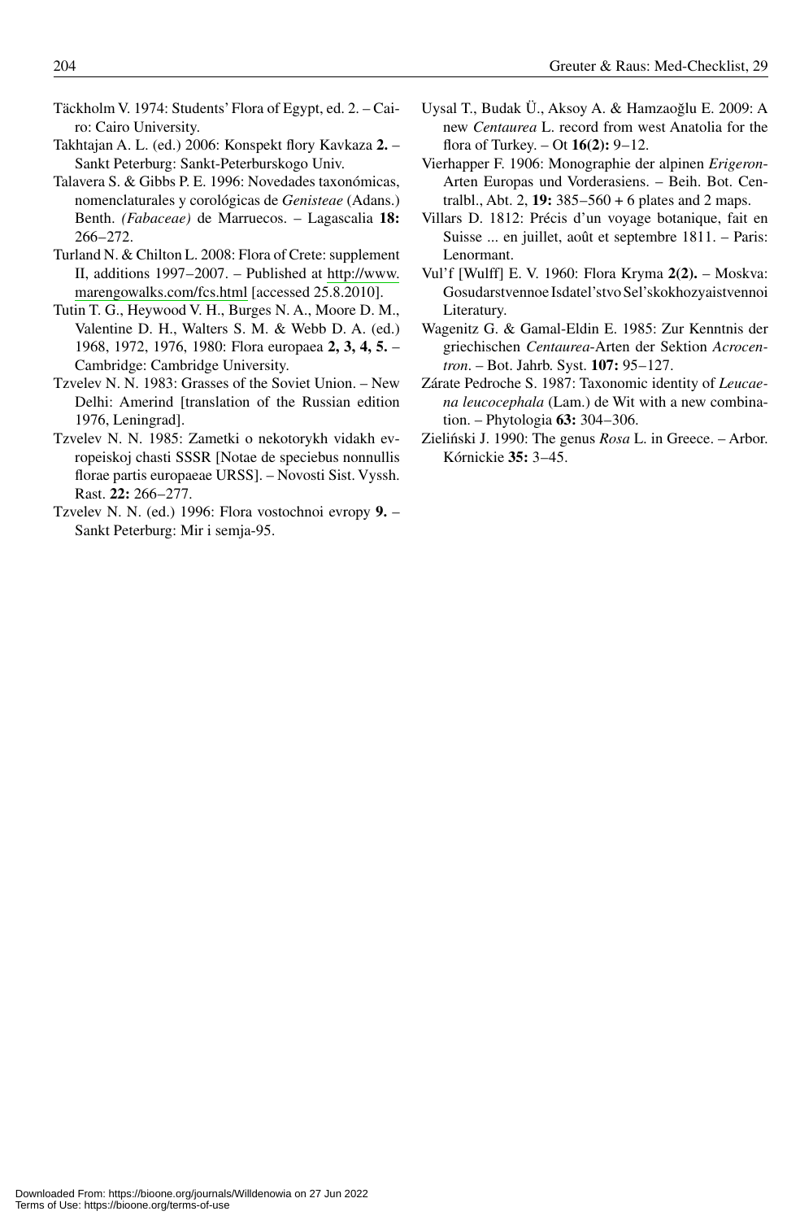Täckholm V. 1974: Students' Flora of Egypt, ed. 2. – Cairo: Cairo University.

Takhtajan A. L. (ed.) 2006: Konspekt flory Kavkaza **2.** – Sankt Peterburg: Sankt-Peterburskogo Univ.

Talavera S. & Gibbs P. E. 1996: Novedades taxonómicas, nomenclaturales y corológicas de *Genisteae* (Adans.) Benth. *(Fabaceae)* de Marruecos. – Lagascalia **18:** 266–272.

Turland N. & Chilton L. 2008: Flora of Crete: supplement II, additions 1997–2007. – Published at http://www.marengowalks.com/fcs.html [accessed 25.8.2010].

Tutin T. G., Heywood V. H., Burges N. A., Moore D. M., Valentine D. H., Walters S. M. & Webb D. A. (ed.) 1968, 1972, 1976, 1980: Flora europaea **2, 3, 4, 5.** – Cambridge: Cambridge University.

Tzvelev N. N. 1983: Grasses of the Soviet Union. – New Delhi: Amerind [translation of the Russian edition 1976, Leningrad].

Tzvelev N. N. 1985: Zametki o nekotorykh vidakh evropeiskoj chasti SSSR [Notae de speciebus nonnullis florae partis europaeae URSS]. – Novosti Sist. Vyssh. Rast. **22:** 266–277.

Tzvelev N. N. (ed.) 1996: Flora vostochnoi evropy **9.** – Sankt Peterburg: Mir i semja-95.

Uysal T., Budak Ü., Aksoy A. & Hamzaoğlu E. 2009: A new *Centaurea* L. record from west Anatolia for the flora of Turkey. – Ot **16(2):** 9–12.

Vierhapper F. 1906: Monographie der alpinen *Erigeron*-Arten Europas und Vorderasiens. – Beih. Bot. Centralbl., Abt. 2, **19:** 385–560 + 6 plates and 2 maps.

Villars D. 1812: Précis d'un voyage botanique, fait en Suisse ... en juillet, août et septembre 1811. – Paris: Lenormant.

Vul'f [Wulff] E. V. 1960: Flora Kryma **2(2).** – Moskva: Gosudarstvennoe Isdatel'stvo Sel'skokhozyaistvennoi Literatury.

Wagenitz G. & Gamal-Eldin E. 1985: Zur Kenntnis der griechischen *Centaurea*-Arten der Sektion *Acrocentron*. – Bot. Jahrb. Syst. **107:** 95–127.

Zárate Pedroche S. 1987: Taxonomic identity of *Leucaena leucocephala* (Lam.) de Wit with a new combination. – Phytologia **63:** 304–306.

Zieliński J. 1990: The genus *Rosa* L. in Greece. – Arbor. Kórnickie **35:** 3–45.